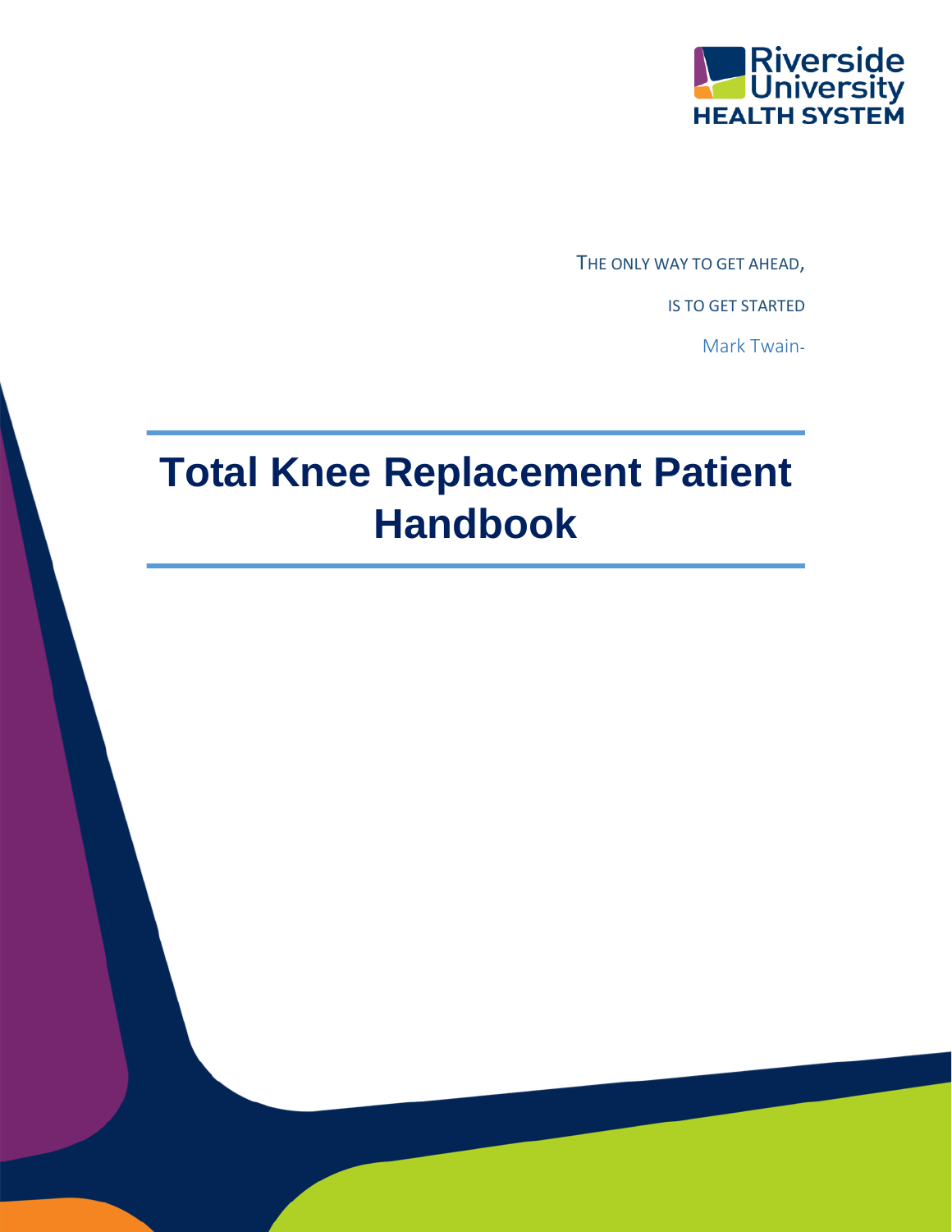Riverside University HEALTH SYSTEM

THE ONLY WAY TO GET AHEAD,

IS TO GET STARTED

Mark Twain-

# Total Knee Replacement Patient Handbook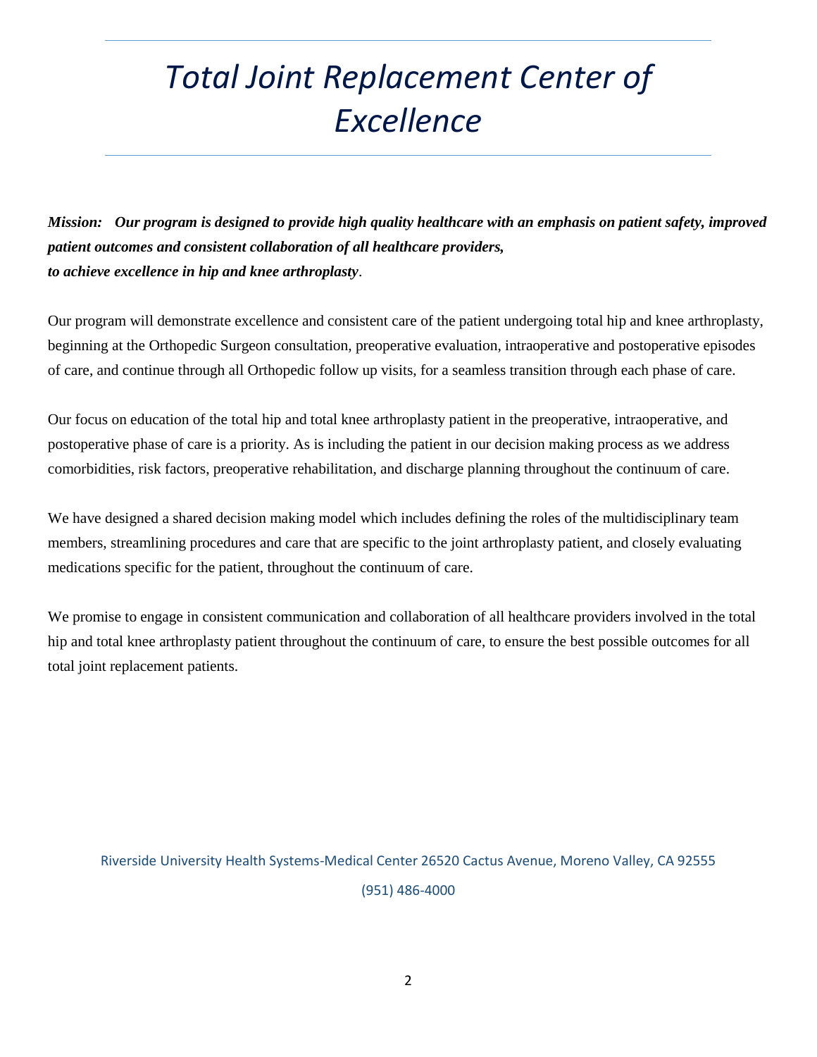# *Total Joint Replacement Center of Excellence*

***Mission:*** ***Our program is designed to provide high quality healthcare with an emphasis on patient safety, improved patient outcomes and consistent collaboration of all healthcare providers, to achieve excellence in hip and knee arthroplasty***.

Our program will demonstrate excellence and consistent care of the patient undergoing total hip and knee arthroplasty, beginning at the Orthopedic Surgeon consultation, preoperative evaluation, intraoperative and postoperative episodes of care, and continue through all Orthopedic follow up visits, for a seamless transition through each phase of care.

Our focus on education of the total hip and total knee arthroplasty patient in the preoperative, intraoperative, and postoperative phase of care is a priority. As is including the patient in our decision making process as we address comorbidities, risk factors, preoperative rehabilitation, and discharge planning throughout the continuum of care.

We have designed a shared decision making model which includes defining the roles of the multidisciplinary team members, streamlining procedures and care that are specific to the joint arthroplasty patient, and closely evaluating medications specific for the patient, throughout the continuum of care.

We promise to engage in consistent communication and collaboration of all healthcare providers involved in the total hip and total knee arthroplasty patient throughout the continuum of care, to ensure the best possible outcomes for all total joint replacement patients.

Riverside University Health Systems-Medical Center 26520 Cactus Avenue, Moreno Valley, CA 92555

(951) 486-4000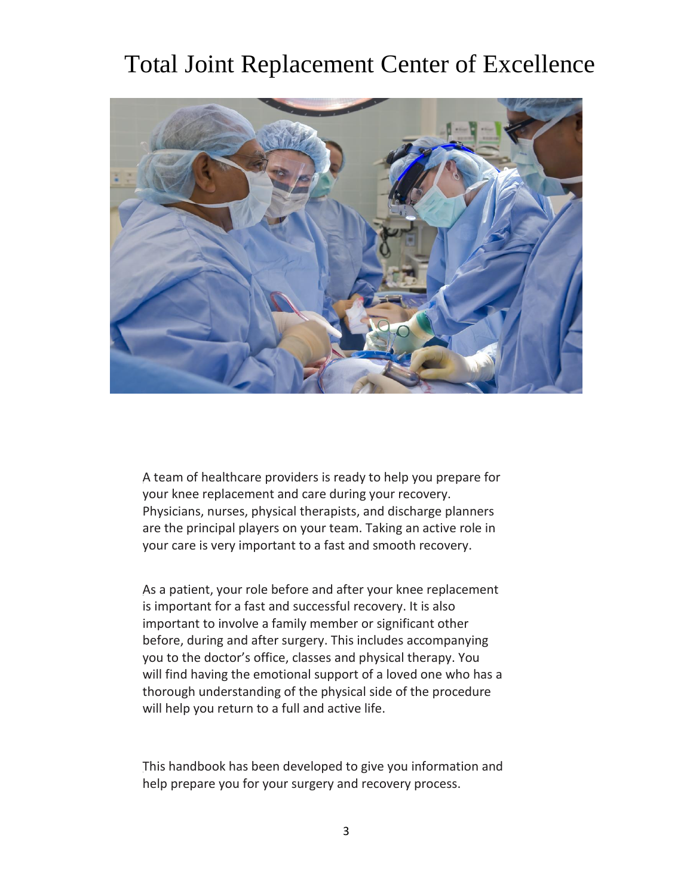# Total Joint Replacement Center of Excellence

A team of healthcare providers is ready to help you prepare for your knee replacement and care during your recovery. Physicians, nurses, physical therapists, and discharge planners are the principal players on your team. Taking an active role in your care is very important to a fast and smooth recovery.

As a patient, your role before and after your knee replacement is important for a fast and successful recovery. It is also important to involve a family member or significant other before, during and after surgery. This includes accompanying you to the doctor's office, classes and physical therapy. You will find having the emotional support of a loved one who has a thorough understanding of the physical side of the procedure will help you return to a full and active life.

This handbook has been developed to give you information and help prepare you for your surgery and recovery process.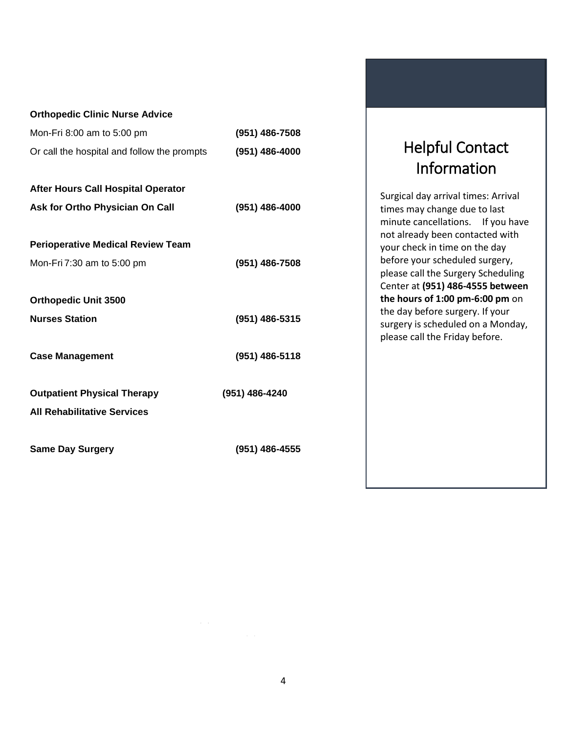## Helpful Contact Information

Surgical day arrival times: Arrival times may change due to last minute cancellations. If you have not already been contacted with your check in time on the day before your scheduled surgery, please call the Surgery Scheduling Center at **(951) 486-4555 between the hours of 1:00 pm-6:00 pm** on the day before surgery. If your surgery is scheduled on a Monday, please call the Friday before.

**Orthopedic Clinic Nurse Advice**

Mon-Fri 8:00 am to 5:00 pm **(951) 486-7508**

Or call the hospital and follow the prompts **(951) 486-4000**

**After Hours Call Hospital Operator**

**Ask for Ortho Physician On Call** **(951) 486-4000**

**Perioperative Medical Review Team**

Mon-Fri 7:30 am to 5:00 pm **(951) 486-7508**

**Orthopedic Unit 3500**

**Nurses Station** **(951) 486-5315**

**Case Management** **(951) 486-5118**

**Outpatient Physical Therapy** **(951) 486-4240**

**All Rehabilitative Services**

**Same Day Surgery** **(951) 486-4555**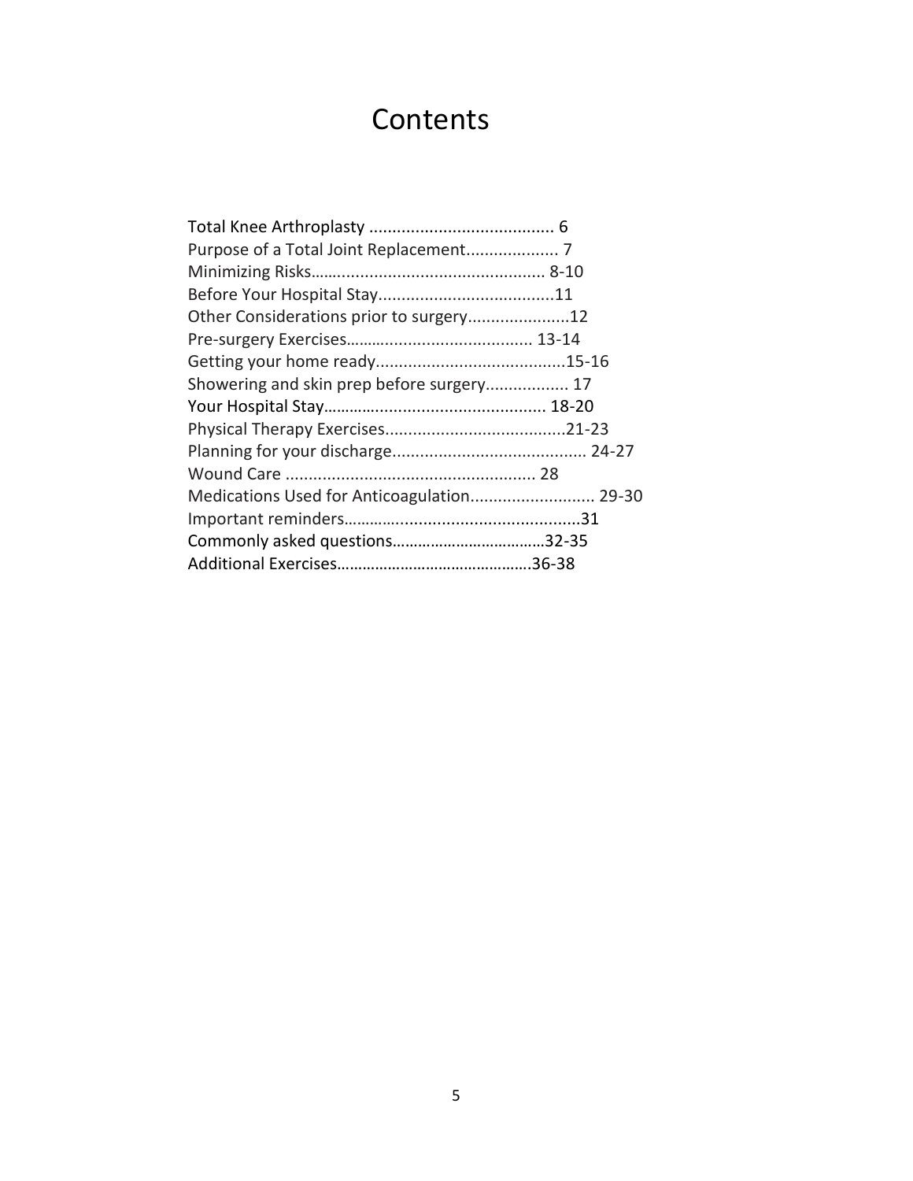# Contents

Total Knee Arthroplasty ........................................ 6
Purpose of a Total Joint Replacement.................... 7
Minimizing Risks……............................................ 8-10
Before Your Hospital Stay......................................11
Other Considerations prior to surgery......................12
Pre-surgery Exercises……................................... 13-14
Getting your home ready.........................................15-16
Showering and skin prep before surgery.................. 17
Your Hospital Stay……............................................ 18-20
Physical Therapy Exercises.......................................21-23
Planning for your discharge.......................................... 24-27
Wound Care ...................................................... 28
Medications Used for Anticoagulation........................... 29-30
Important reminders……..........................................31
Commonly asked questions………………………………32-35
Additional Exercises……………………………………….36-38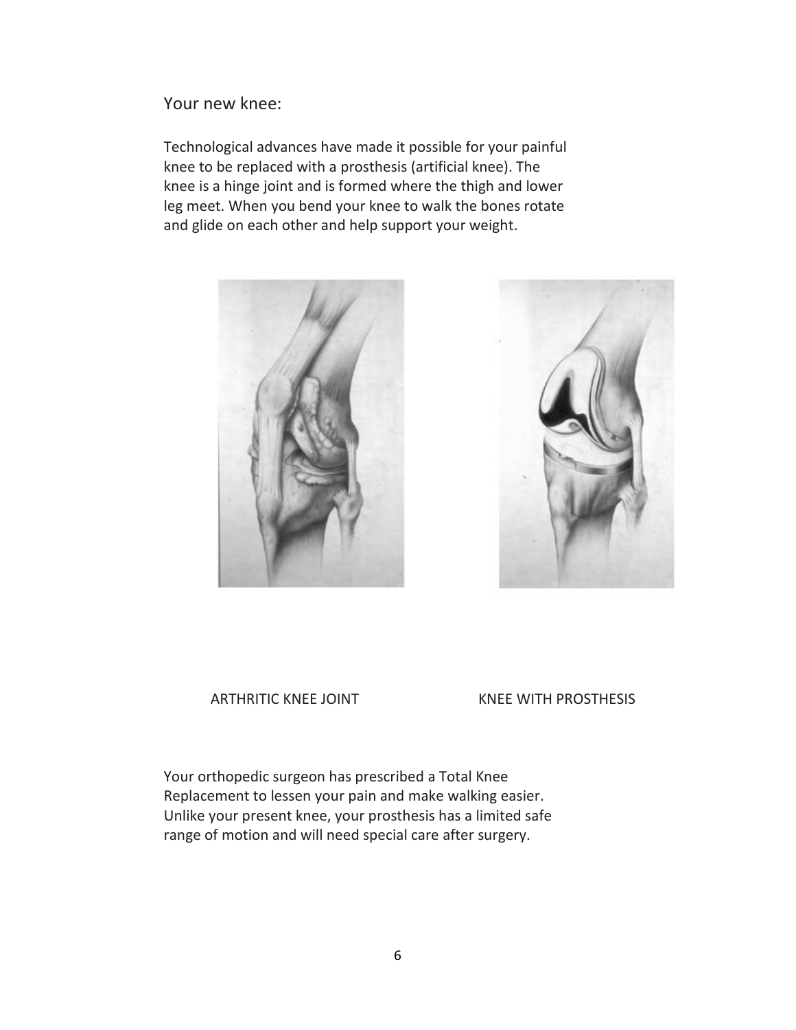## Your new knee:

Technological advances have made it possible for your painful knee to be replaced with a prosthesis (artificial knee). The knee is a hinge joint and is formed where the thigh and lower leg meet. When you bend your knee to walk the bones rotate and glide on each other and help support your weight.

ARTHRITIC KNEE JOINT

KNEE WITH PROSTHESIS

Your orthopedic surgeon has prescribed a Total Knee Replacement to lessen your pain and make walking easier. Unlike your present knee, your prosthesis has a limited safe range of motion and will need special care after surgery.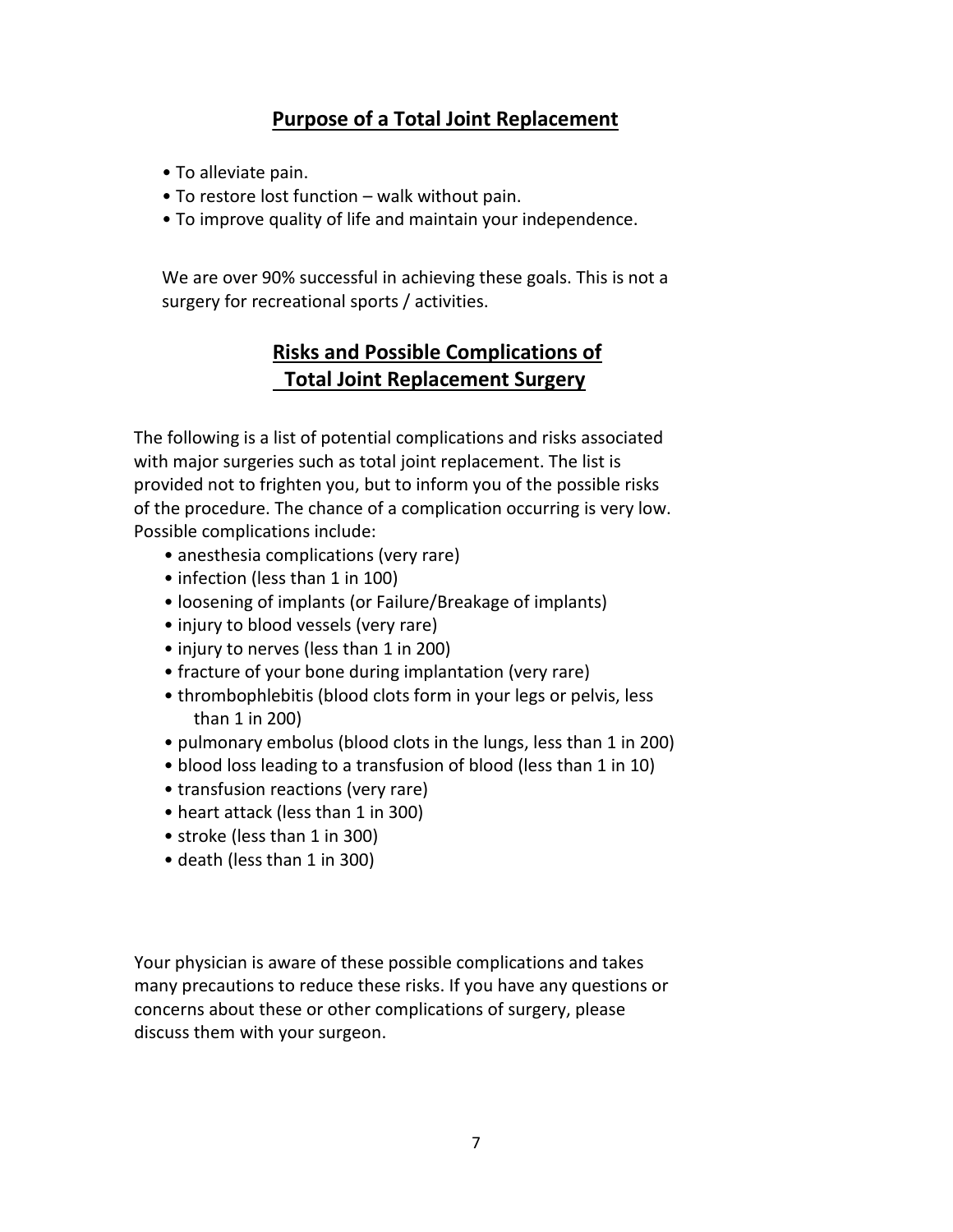## Purpose of a Total Joint Replacement

- To alleviate pain.
- To restore lost function – walk without pain.
- To improve quality of life and maintain your independence.

We are over 90% successful in achieving these goals. This is not a surgery for recreational sports / activities.

## Risks and Possible Complications of Total Joint Replacement Surgery

The following is a list of potential complications and risks associated with major surgeries such as total joint replacement. The list is provided not to frighten you, but to inform you of the possible risks of the procedure. The chance of a complication occurring is very low. Possible complications include:

- anesthesia complications (very rare)
- infection (less than 1 in 100)
- loosening of implants (or Failure/Breakage of implants)
- injury to blood vessels (very rare)
- injury to nerves (less than 1 in 200)
- fracture of your bone during implantation (very rare)
- thrombophlebitis (blood clots form in your legs or pelvis, less than 1 in 200)
- pulmonary embolus (blood clots in the lungs, less than 1 in 200)
- blood loss leading to a transfusion of blood (less than 1 in 10)
- transfusion reactions (very rare)
- heart attack (less than 1 in 300)
- stroke (less than 1 in 300)
- death (less than 1 in 300)

Your physician is aware of these possible complications and takes many precautions to reduce these risks. If you have any questions or concerns about these or other complications of surgery, please discuss them with your surgeon.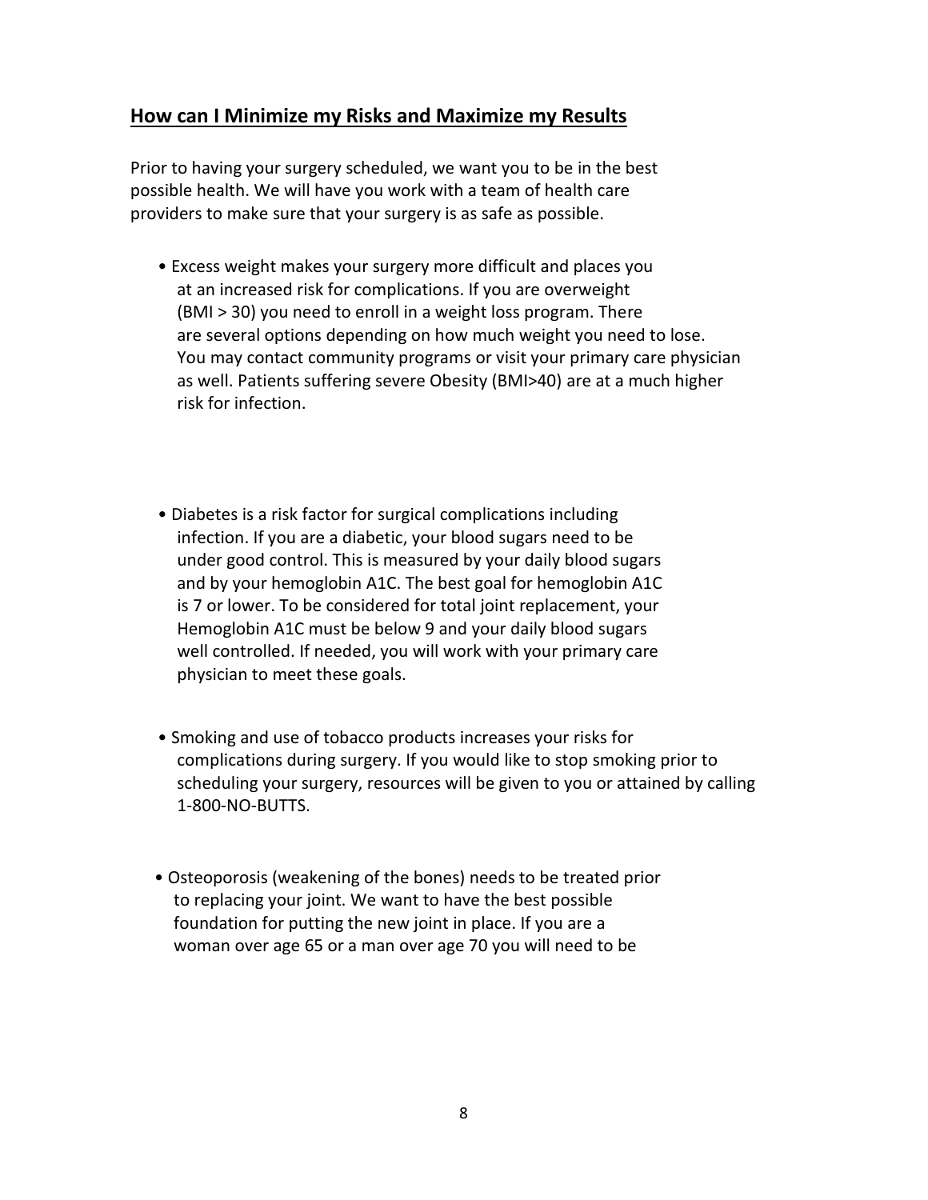## How can I Minimize my Risks and Maximize my Results

Prior to having your surgery scheduled, we want you to be in the best possible health. We will have you work with a team of health care providers to make sure that your surgery is as safe as possible.

- Excess weight makes your surgery more difficult and places you at an increased risk for complications. If you are overweight (BMI > 30) you need to enroll in a weight loss program. There are several options depending on how much weight you need to lose. You may contact community programs or visit your primary care physician as well. Patients suffering severe Obesity (BMI>40) are at a much higher risk for infection.

- Diabetes is a risk factor for surgical complications including infection. If you are a diabetic, your blood sugars need to be under good control. This is measured by your daily blood sugars and by your hemoglobin A1C. The best goal for hemoglobin A1C is 7 or lower. To be considered for total joint replacement, your Hemoglobin A1C must be below 9 and your daily blood sugars well controlled. If needed, you will work with your primary care physician to meet these goals.

- Smoking and use of tobacco products increases your risks for complications during surgery. If you would like to stop smoking prior to scheduling your surgery, resources will be given to you or attained by calling 1-800-NO-BUTTS.

- Osteoporosis (weakening of the bones) needs to be treated prior to replacing your joint. We want to have the best possible foundation for putting the new joint in place. If you are a woman over age 65 or a man over age 70 you will need to be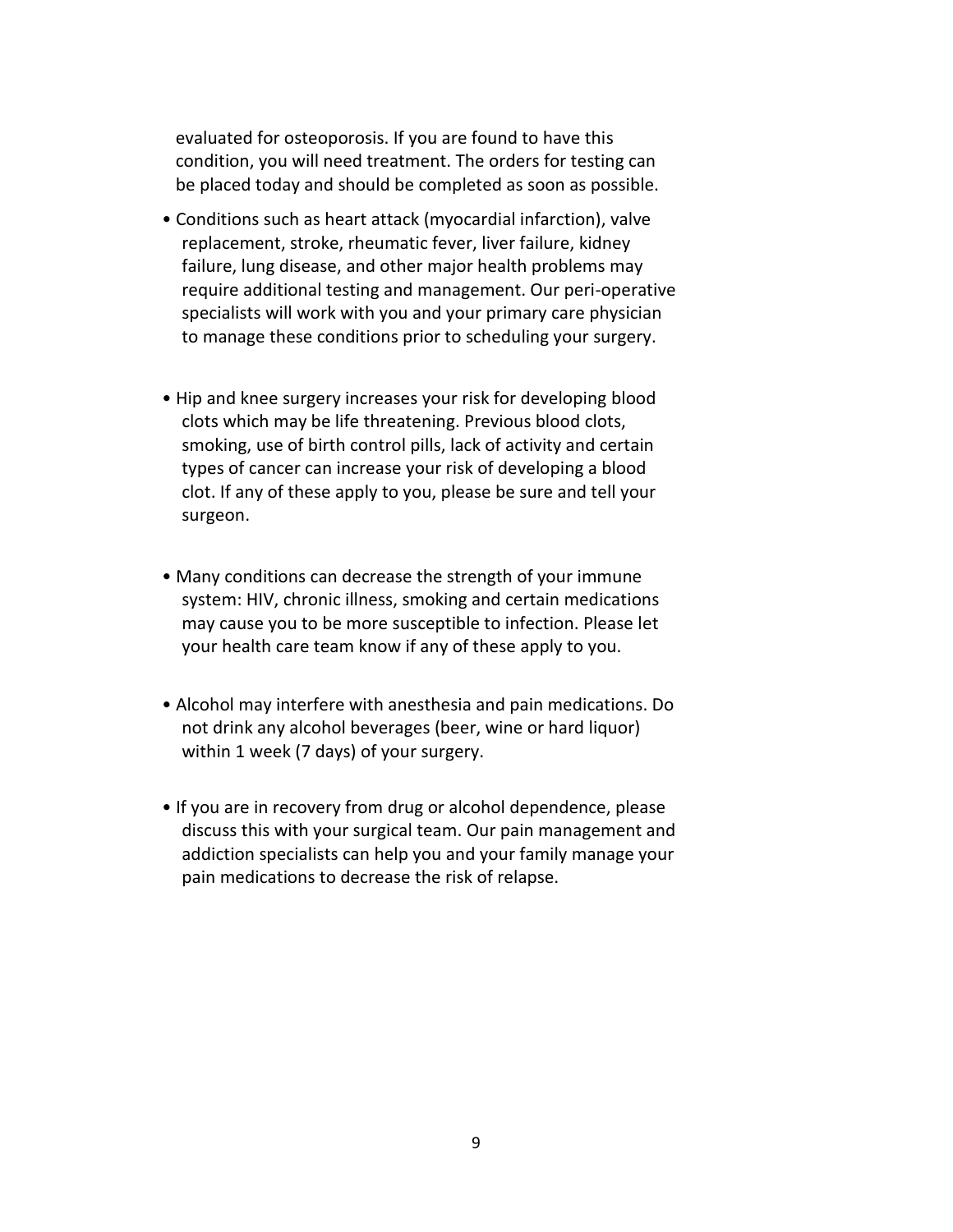evaluated for osteoporosis. If you are found to have this condition, you will need treatment. The orders for testing can be placed today and should be completed as soon as possible.

- Conditions such as heart attack (myocardial infarction), valve replacement, stroke, rheumatic fever, liver failure, kidney failure, lung disease, and other major health problems may require additional testing and management. Our peri-operative specialists will work with you and your primary care physician to manage these conditions prior to scheduling your surgery.

- Hip and knee surgery increases your risk for developing blood clots which may be life threatening. Previous blood clots, smoking, use of birth control pills, lack of activity and certain types of cancer can increase your risk of developing a blood clot. If any of these apply to you, please be sure and tell your surgeon.

- Many conditions can decrease the strength of your immune system: HIV, chronic illness, smoking and certain medications may cause you to be more susceptible to infection. Please let your health care team know if any of these apply to you.

- Alcohol may interfere with anesthesia and pain medications. Do not drink any alcohol beverages (beer, wine or hard liquor) within 1 week (7 days) of your surgery.

- If you are in recovery from drug or alcohol dependence, please discuss this with your surgical team. Our pain management and addiction specialists can help you and your family manage your pain medications to decrease the risk of relapse.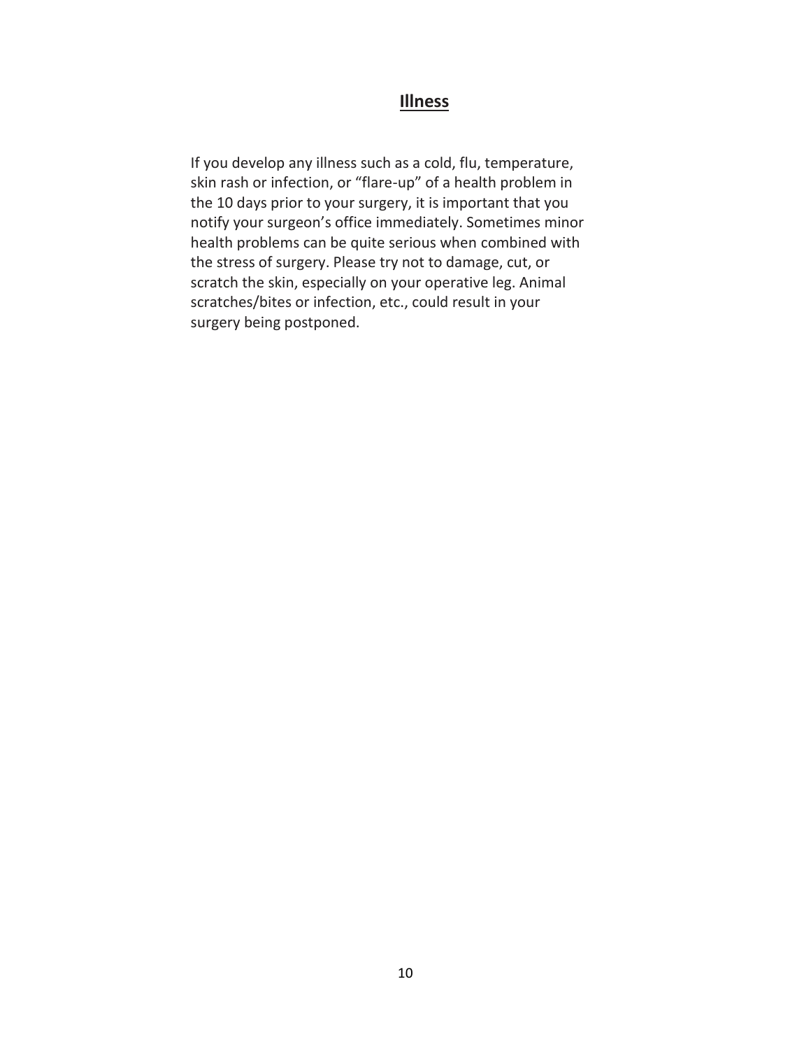## Illness

If you develop any illness such as a cold, flu, temperature, skin rash or infection, or "flare-up" of a health problem in the 10 days prior to your surgery, it is important that you notify your surgeon's office immediately. Sometimes minor health problems can be quite serious when combined with the stress of surgery. Please try not to damage, cut, or scratch the skin, especially on your operative leg. Animal scratches/bites or infection, etc., could result in your surgery being postponed.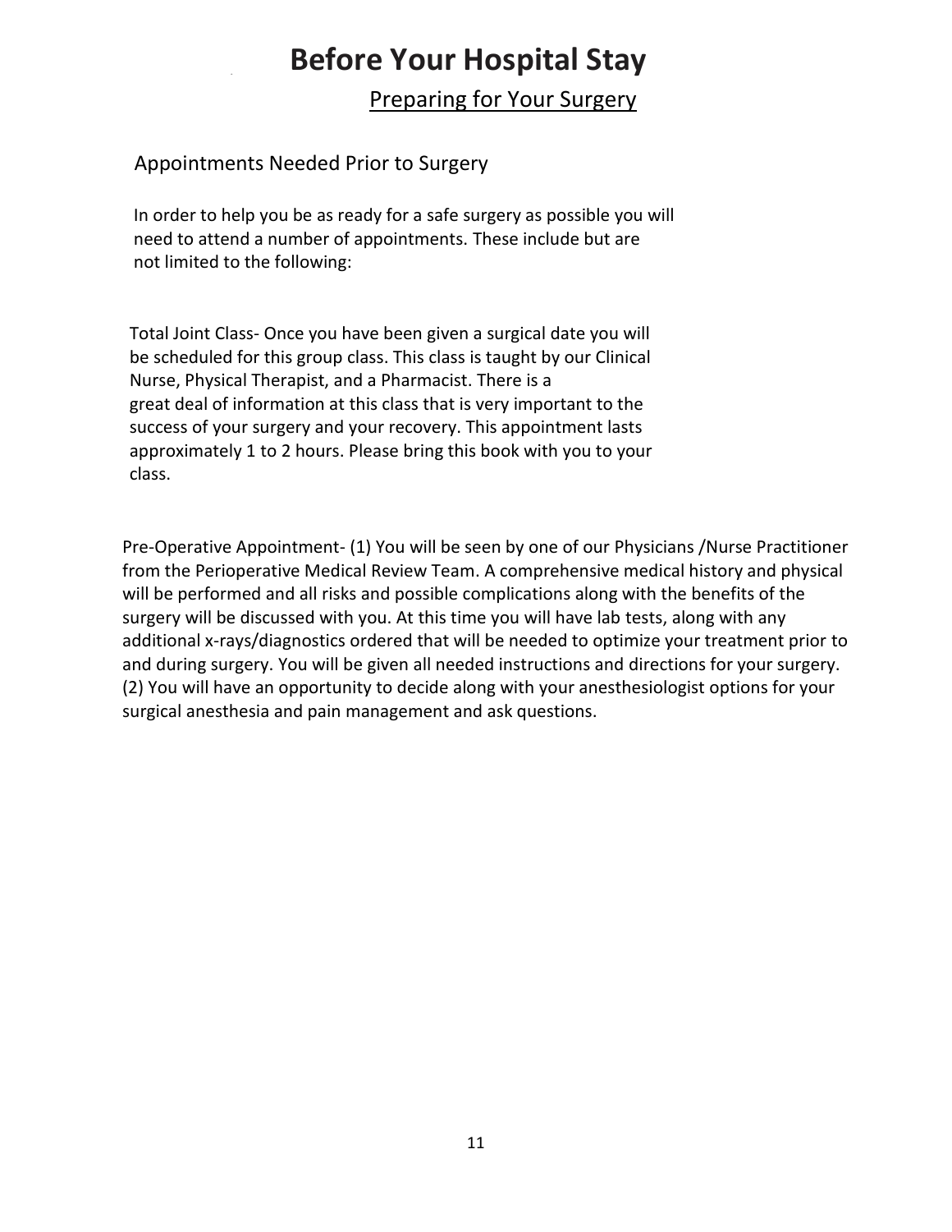# Before Your Hospital Stay

## Preparing for Your Surgery

### Appointments Needed Prior to Surgery

In order to help you be as ready for a safe surgery as possible you will need to attend a number of appointments. These include but are not limited to the following:

Total Joint Class- Once you have been given a surgical date you will be scheduled for this group class. This class is taught by our Clinical Nurse, Physical Therapist, and a Pharmacist. There is a great deal of information at this class that is very important to the success of your surgery and your recovery. This appointment lasts approximately 1 to 2 hours. Please bring this book with you to your class.

Pre-Operative Appointment- (1) You will be seen by one of our Physicians /Nurse Practitioner from the Perioperative Medical Review Team. A comprehensive medical history and physical will be performed and all risks and possible complications along with the benefits of the surgery will be discussed with you. At this time you will have lab tests, along with any additional x-rays/diagnostics ordered that will be needed to optimize your treatment prior to and during surgery. You will be given all needed instructions and directions for your surgery. (2) You will have an opportunity to decide along with your anesthesiologist options for your surgical anesthesia and pain management and ask questions.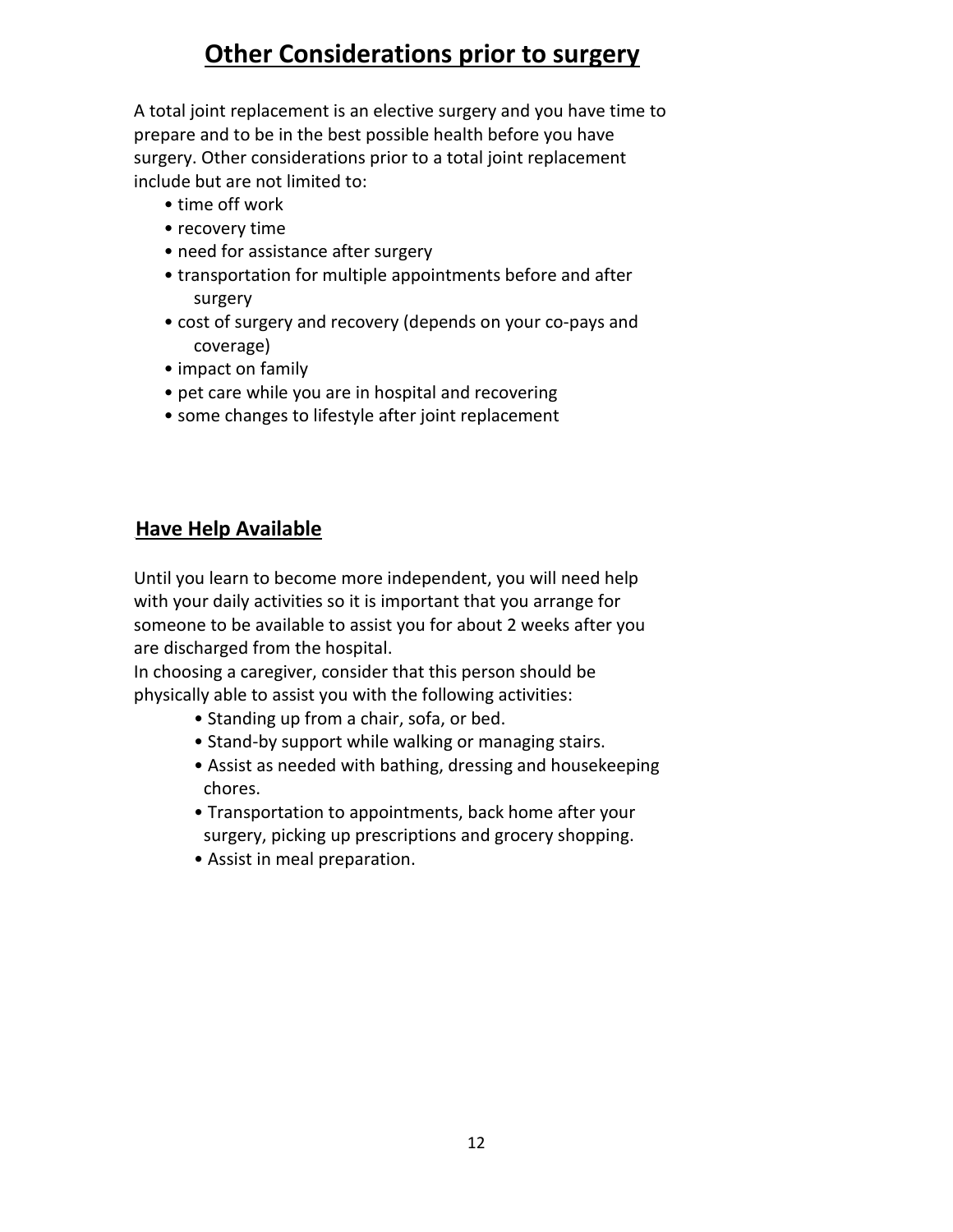# Other Considerations prior to surgery

A total joint replacement is an elective surgery and you have time to prepare and to be in the best possible health before you have surgery. Other considerations prior to a total joint replacement include but are not limited to:

- time off work
- recovery time
- need for assistance after surgery
- transportation for multiple appointments before and after surgery
- cost of surgery and recovery (depends on your co-pays and coverage)
- impact on family
- pet care while you are in hospital and recovering
- some changes to lifestyle after joint replacement

## Have Help Available

Until you learn to become more independent, you will need help with your daily activities so it is important that you arrange for someone to be available to assist you for about 2 weeks after you are discharged from the hospital.

In choosing a caregiver, consider that this person should be physically able to assist you with the following activities:

- Standing up from a chair, sofa, or bed.
- Stand-by support while walking or managing stairs.
- Assist as needed with bathing, dressing and housekeeping chores.
- Transportation to appointments, back home after your surgery, picking up prescriptions and grocery shopping.
- Assist in meal preparation.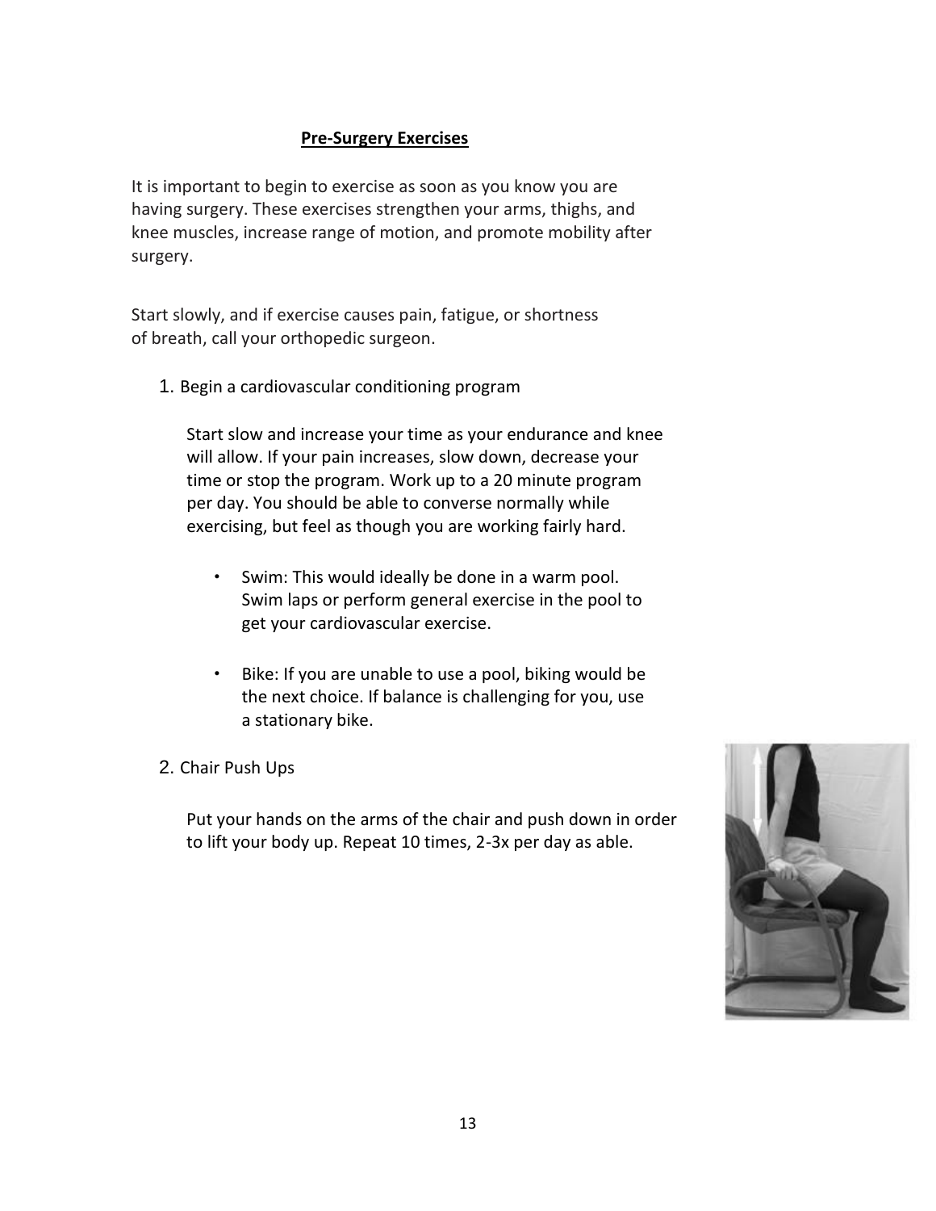## Pre-Surgery Exercises

It is important to begin to exercise as soon as you know you are having surgery. These exercises strengthen your arms, thighs, and knee muscles, increase range of motion, and promote mobility after surgery.

Start slowly, and if exercise causes pain, fatigue, or shortness of breath, call your orthopedic surgeon.

1. Begin a cardiovascular conditioning program

   Start slow and increase your time as your endurance and knee will allow. If your pain increases, slow down, decrease your time or stop the program. Work up to a 20 minute program per day. You should be able to converse normally while exercising, but feel as though you are working fairly hard.

   - Swim: This would ideally be done in a warm pool. Swim laps or perform general exercise in the pool to get your cardiovascular exercise.

   - Bike: If you are unable to use a pool, biking would be the next choice. If balance is challenging for you, use a stationary bike.

2. Chair Push Ups

   Put your hands on the arms of the chair and push down in order to lift your body up. Repeat 10 times, 2-3x per day as able.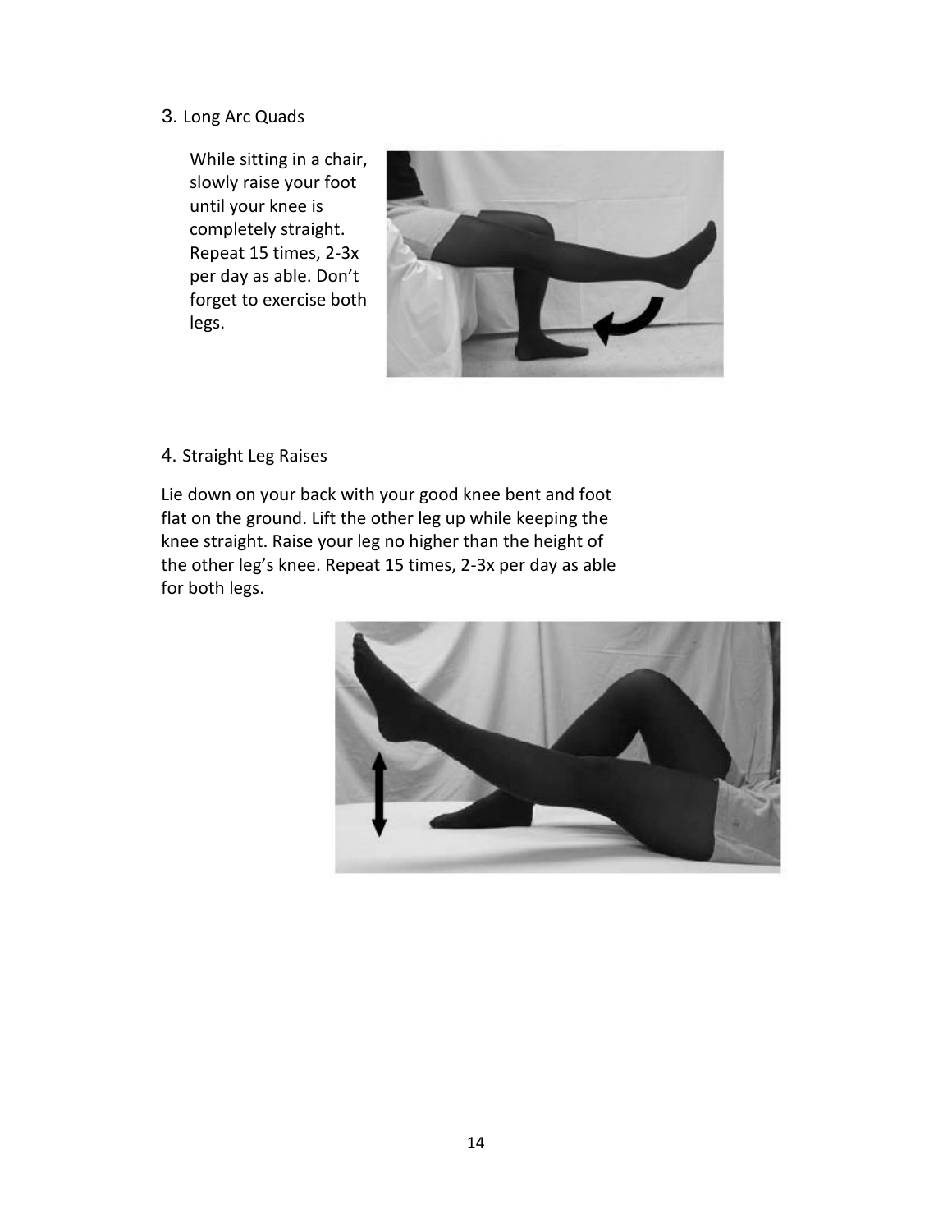3. Long Arc Quads

While sitting in a chair, slowly raise your foot until your knee is completely straight. Repeat 15 times, 2-3x per day as able. Don't forget to exercise both legs.

4. Straight Leg Raises

Lie down on your back with your good knee bent and foot flat on the ground. Lift the other leg up while keeping the knee straight. Raise your leg no higher than the height of the other leg's knee. Repeat 15 times, 2-3x per day as able for both legs.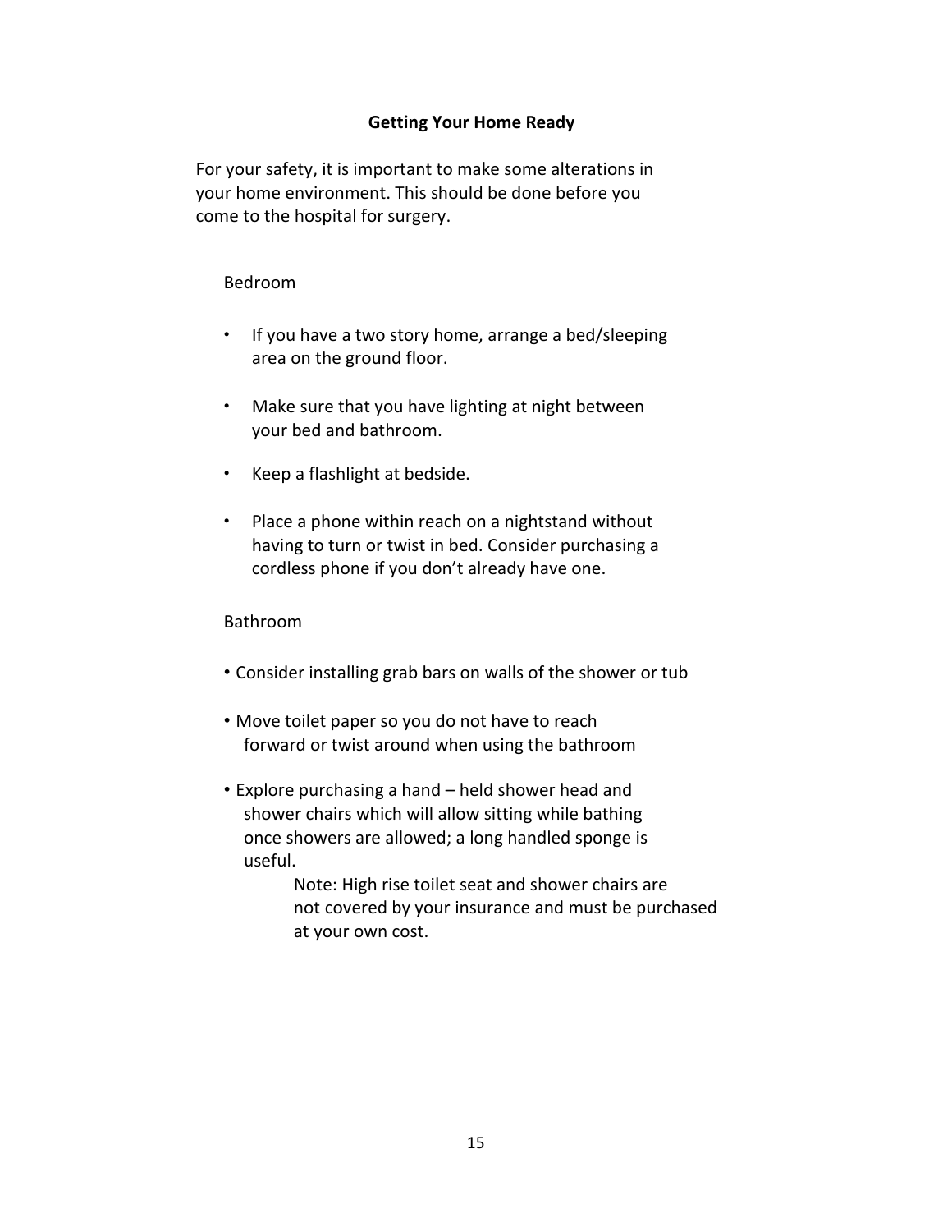## Getting Your Home Ready

For your safety, it is important to make some alterations in your home environment. This should be done before you come to the hospital for surgery.

### Bedroom

- If you have a two story home, arrange a bed/sleeping area on the ground floor.
- Make sure that you have lighting at night between your bed and bathroom.
- Keep a flashlight at bedside.
- Place a phone within reach on a nightstand without having to turn or twist in bed. Consider purchasing a cordless phone if you don't already have one.

### Bathroom

- Consider installing grab bars on walls of the shower or tub
- Move toilet paper so you do not have to reach forward or twist around when using the bathroom
- Explore purchasing a hand – held shower head and shower chairs which will allow sitting while bathing once showers are allowed; a long handled sponge is useful.

  Note: High rise toilet seat and shower chairs are not covered by your insurance and must be purchased at your own cost.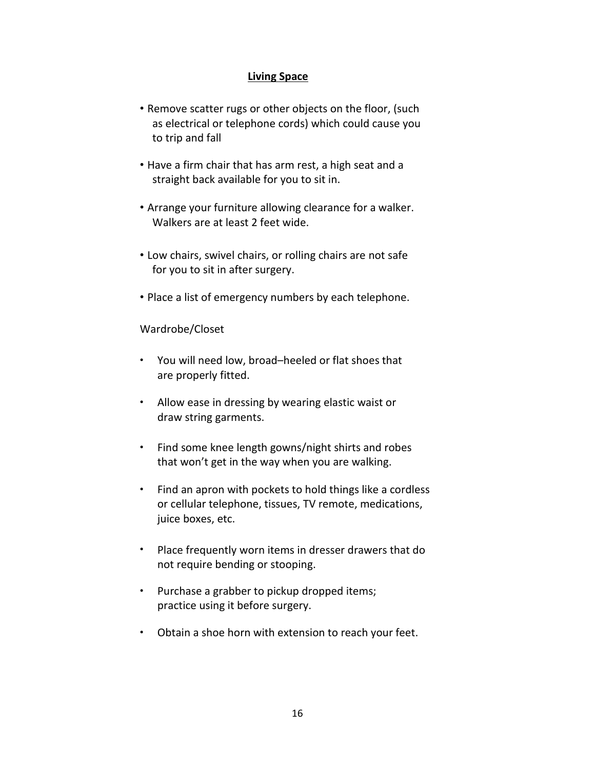## Living Space

- Remove scatter rugs or other objects on the floor, (such as electrical or telephone cords) which could cause you to trip and fall
- Have a firm chair that has arm rest, a high seat and a straight back available for you to sit in.
- Arrange your furniture allowing clearance for a walker. Walkers are at least 2 feet wide.
- Low chairs, swivel chairs, or rolling chairs are not safe for you to sit in after surgery.
- Place a list of emergency numbers by each telephone.

Wardrobe/Closet

- You will need low, broad–heeled or flat shoes that are properly fitted.
- Allow ease in dressing by wearing elastic waist or draw string garments.
- Find some knee length gowns/night shirts and robes that won't get in the way when you are walking.
- Find an apron with pockets to hold things like a cordless or cellular telephone, tissues, TV remote, medications, juice boxes, etc.
- Place frequently worn items in dresser drawers that do not require bending or stooping.
- Purchase a grabber to pickup dropped items; practice using it before surgery.
- Obtain a shoe horn with extension to reach your feet.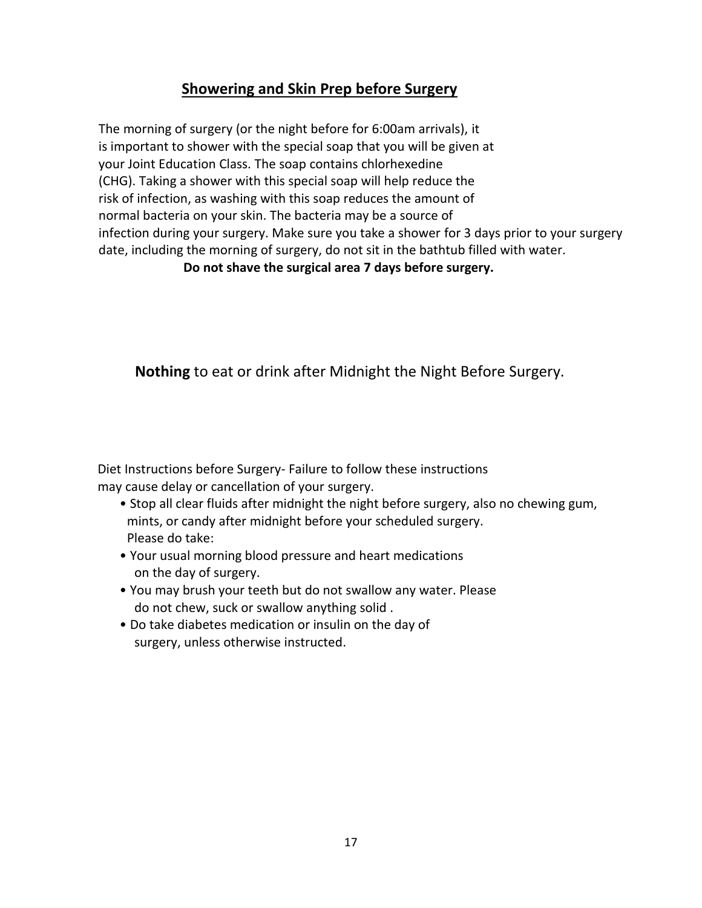## Showering and Skin Prep before Surgery

The morning of surgery (or the night before for 6:00am arrivals), it is important to shower with the special soap that you will be given at your Joint Education Class. The soap contains chlorhexedine (CHG). Taking a shower with this special soap will help reduce the risk of infection, as washing with this soap reduces the amount of normal bacteria on your skin. The bacteria may be a source of infection during your surgery. Make sure you take a shower for 3 days prior to your surgery date, including the morning of surgery, do not sit in the bathtub filled with water.

**Do not shave the surgical area 7 days before surgery.**

**Nothing** to eat or drink after Midnight the Night Before Surgery.

Diet Instructions before Surgery- Failure to follow these instructions may cause delay or cancellation of your surgery.

- Stop all clear fluids after midnight the night before surgery, also no chewing gum, mints, or candy after midnight before your scheduled surgery.
  Please do take:
- Your usual morning blood pressure and heart medications on the day of surgery.
- You may brush your teeth but do not swallow any water. Please do not chew, suck or swallow anything solid .
- Do take diabetes medication or insulin on the day of surgery, unless otherwise instructed.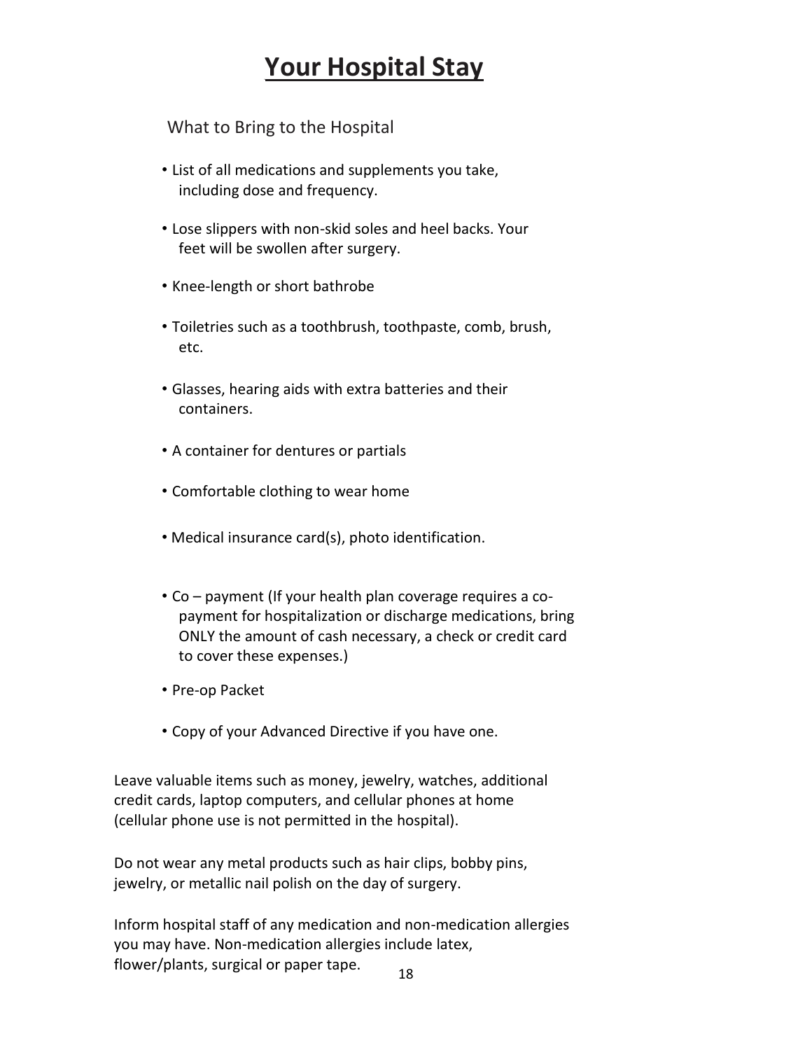# Your Hospital Stay

What to Bring to the Hospital

- List of all medications and supplements you take, including dose and frequency.
- Lose slippers with non-skid soles and heel backs. Your feet will be swollen after surgery.
- Knee-length or short bathrobe
- Toiletries such as a toothbrush, toothpaste, comb, brush, etc.
- Glasses, hearing aids with extra batteries and their containers.
- A container for dentures or partials
- Comfortable clothing to wear home
- Medical insurance card(s), photo identification.
- Co – payment (If your health plan coverage requires a co-payment for hospitalization or discharge medications, bring ONLY the amount of cash necessary, a check or credit card to cover these expenses.)
- Pre-op Packet
- Copy of your Advanced Directive if you have one.

Leave valuable items such as money, jewelry, watches, additional credit cards, laptop computers, and cellular phones at home (cellular phone use is not permitted in the hospital).

Do not wear any metal products such as hair clips, bobby pins, jewelry, or metallic nail polish on the day of surgery.

Inform hospital staff of any medication and non-medication allergies you may have. Non-medication allergies include latex, flower/plants, surgical or paper tape.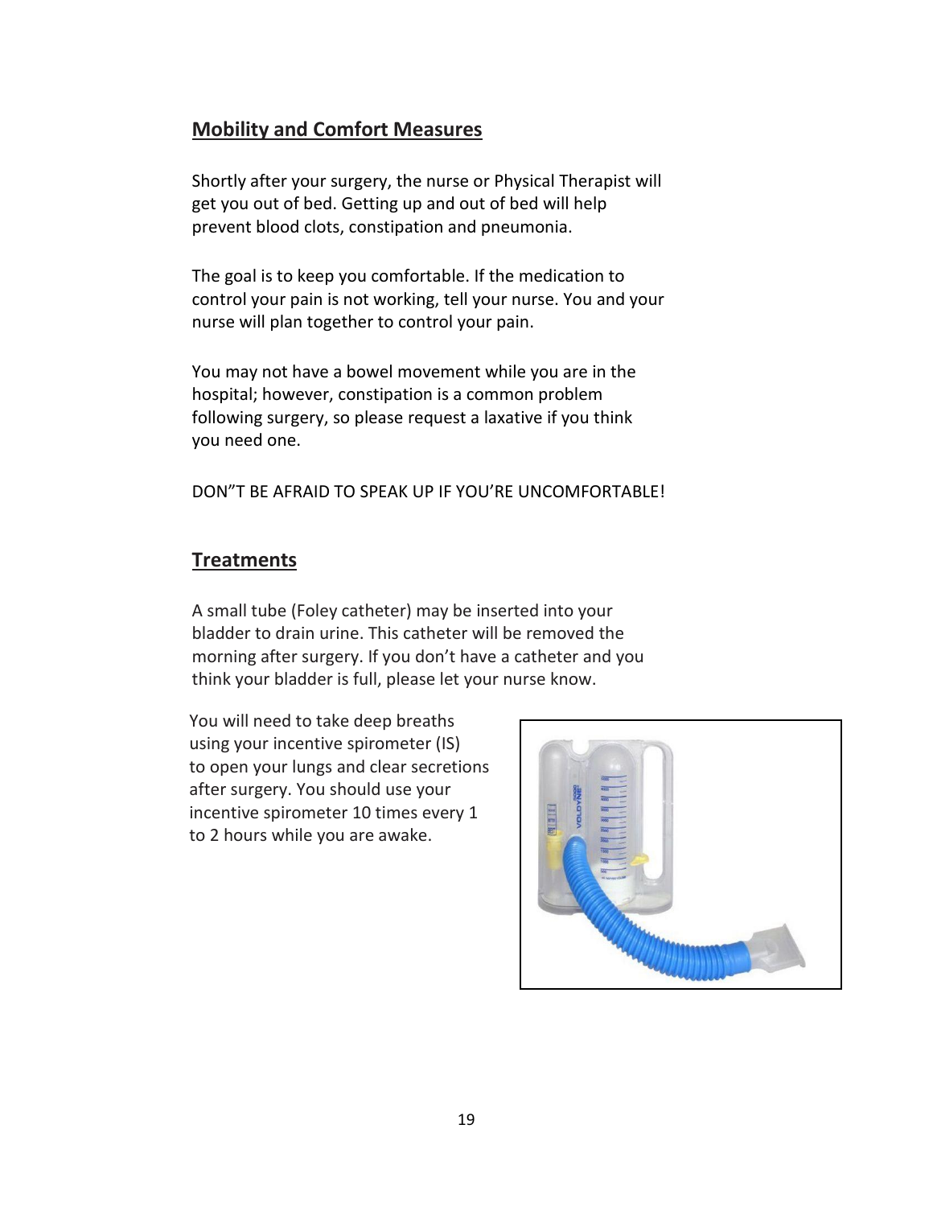## Mobility and Comfort Measures

Shortly after your surgery, the nurse or Physical Therapist will get you out of bed. Getting up and out of bed will help prevent blood clots, constipation and pneumonia.

The goal is to keep you comfortable. If the medication to control your pain is not working, tell your nurse. You and your nurse will plan together to control your pain.

You may not have a bowel movement while you are in the hospital; however, constipation is a common problem following surgery, so please request a laxative if you think you need one.

DON"T BE AFRAID TO SPEAK UP IF YOU'RE UNCOMFORTABLE!

## Treatments

A small tube (Foley catheter) may be inserted into your bladder to drain urine. This catheter will be removed the morning after surgery. If you don't have a catheter and you think your bladder is full, please let your nurse know.

You will need to take deep breaths using your incentive spirometer (IS) to open your lungs and clear secretions after surgery. You should use your incentive spirometer 10 times every 1 to 2 hours while you are awake.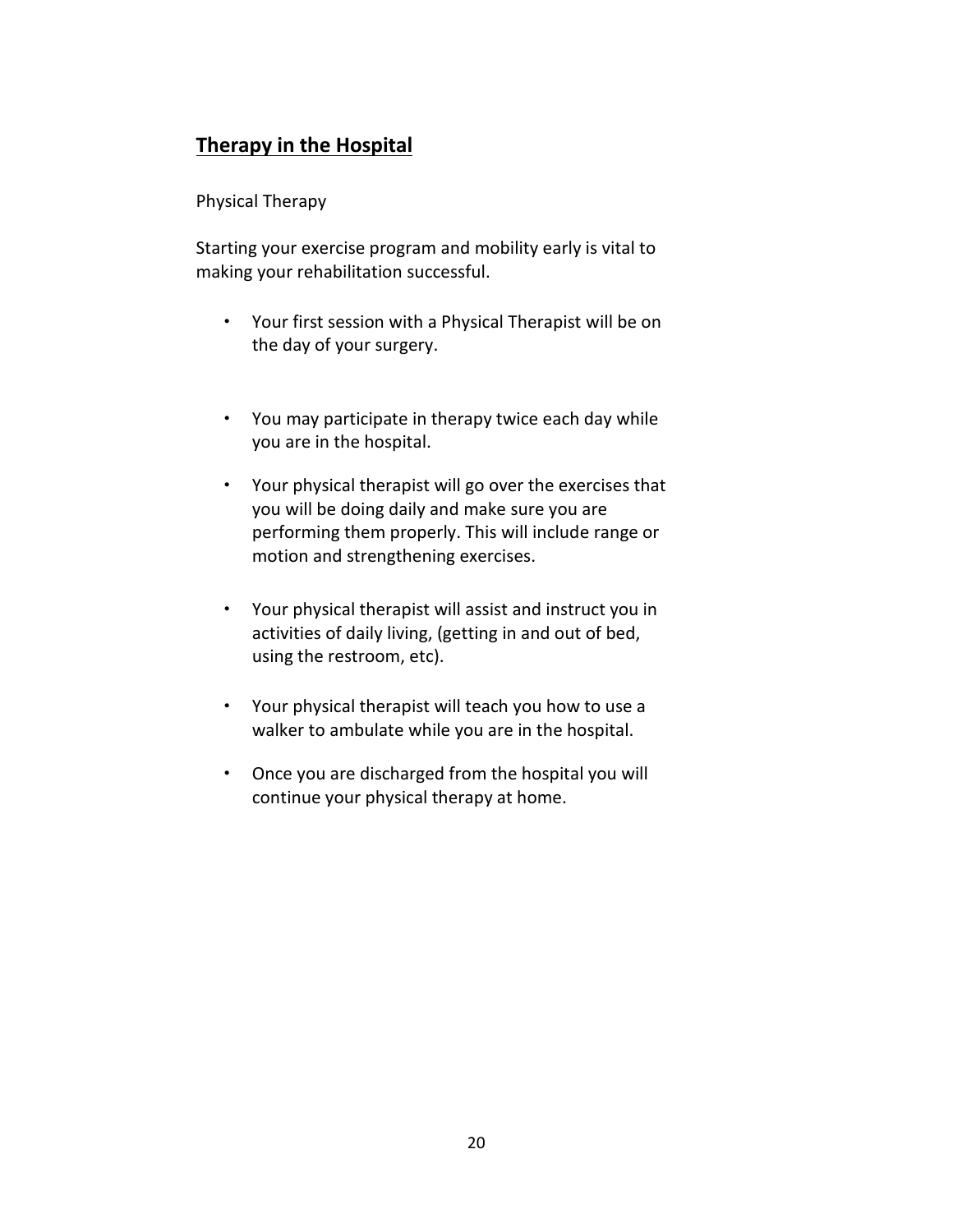## <u>Therapy in the Hospital</u>

Physical Therapy

Starting your exercise program and mobility early is vital to making your rehabilitation successful.

- Your first session with a Physical Therapist will be on the day of your surgery.
- You may participate in therapy twice each day while you are in the hospital.
- Your physical therapist will go over the exercises that you will be doing daily and make sure you are performing them properly. This will include range or motion and strengthening exercises.
- Your physical therapist will assist and instruct you in activities of daily living, (getting in and out of bed, using the restroom, etc).
- Your physical therapist will teach you how to use a walker to ambulate while you are in the hospital.
- Once you are discharged from the hospital you will continue your physical therapy at home.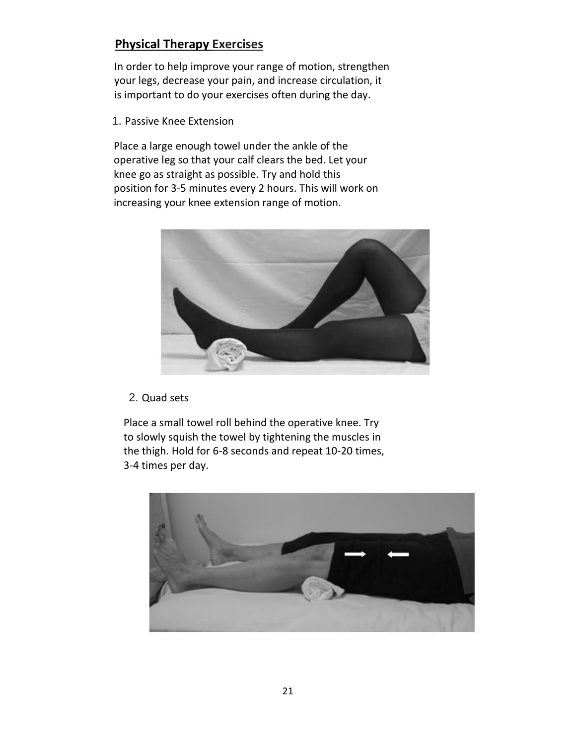## Physical Therapy Exercises

In order to help improve your range of motion, strengthen your legs, decrease your pain, and increase circulation, it is important to do your exercises often during the day.

1. Passive Knee Extension

Place a large enough towel under the ankle of the operative leg so that your calf clears the bed. Let your knee go as straight as possible. Try and hold this position for 3-5 minutes every 2 hours. This will work on increasing your knee extension range of motion.

2. Quad sets

Place a small towel roll behind the operative knee. Try to slowly squish the towel by tightening the muscles in the thigh. Hold for 6-8 seconds and repeat 10-20 times, 3-4 times per day.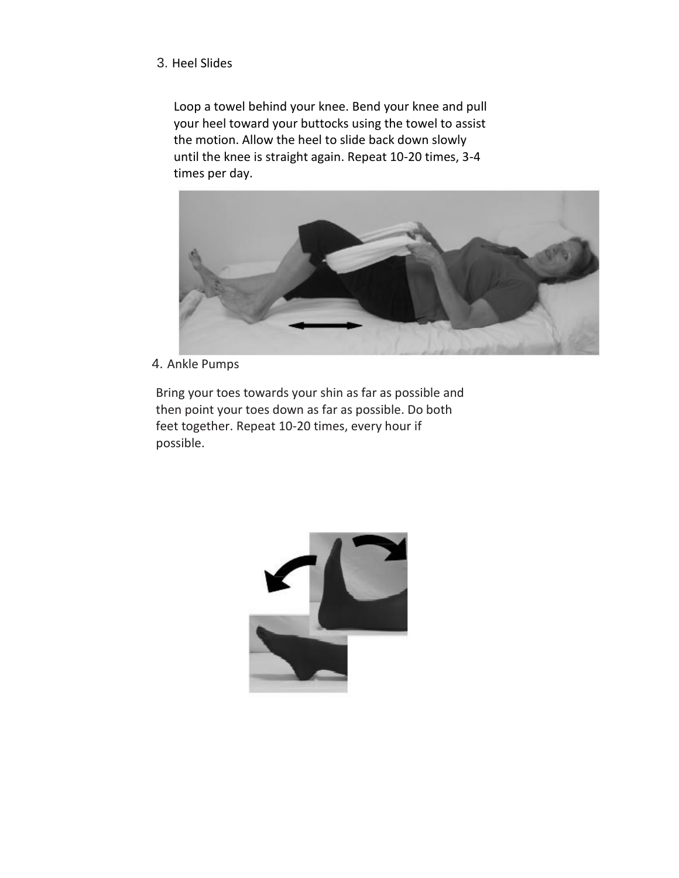3. Heel Slides

Loop a towel behind your knee. Bend your knee and pull your heel toward your buttocks using the towel to assist the motion. Allow the heel to slide back down slowly until the knee is straight again. Repeat 10-20 times, 3-4 times per day.

4. Ankle Pumps

Bring your toes towards your shin as far as possible and then point your toes down as far as possible. Do both feet together. Repeat 10-20 times, every hour if possible.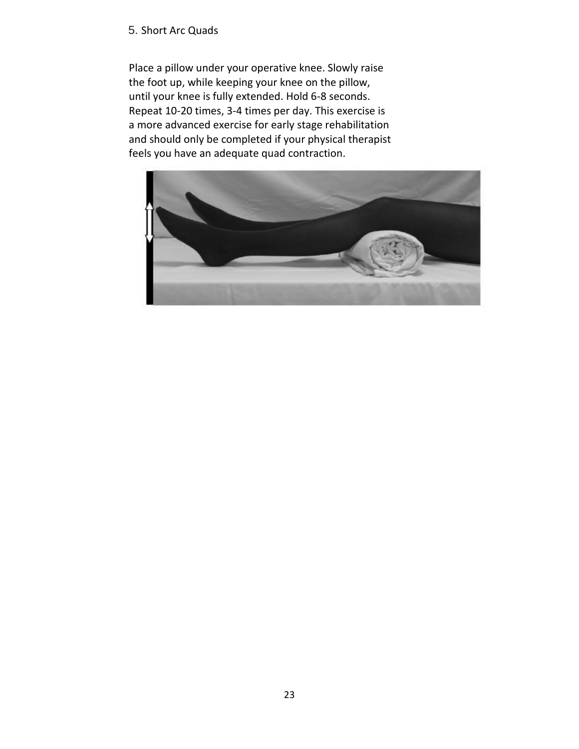## 5. Short Arc Quads

Place a pillow under your operative knee. Slowly raise the foot up, while keeping your knee on the pillow, until your knee is fully extended. Hold 6-8 seconds. Repeat 10-20 times, 3-4 times per day. This exercise is a more advanced exercise for early stage rehabilitation and should only be completed if your physical therapist feels you have an adequate quad contraction.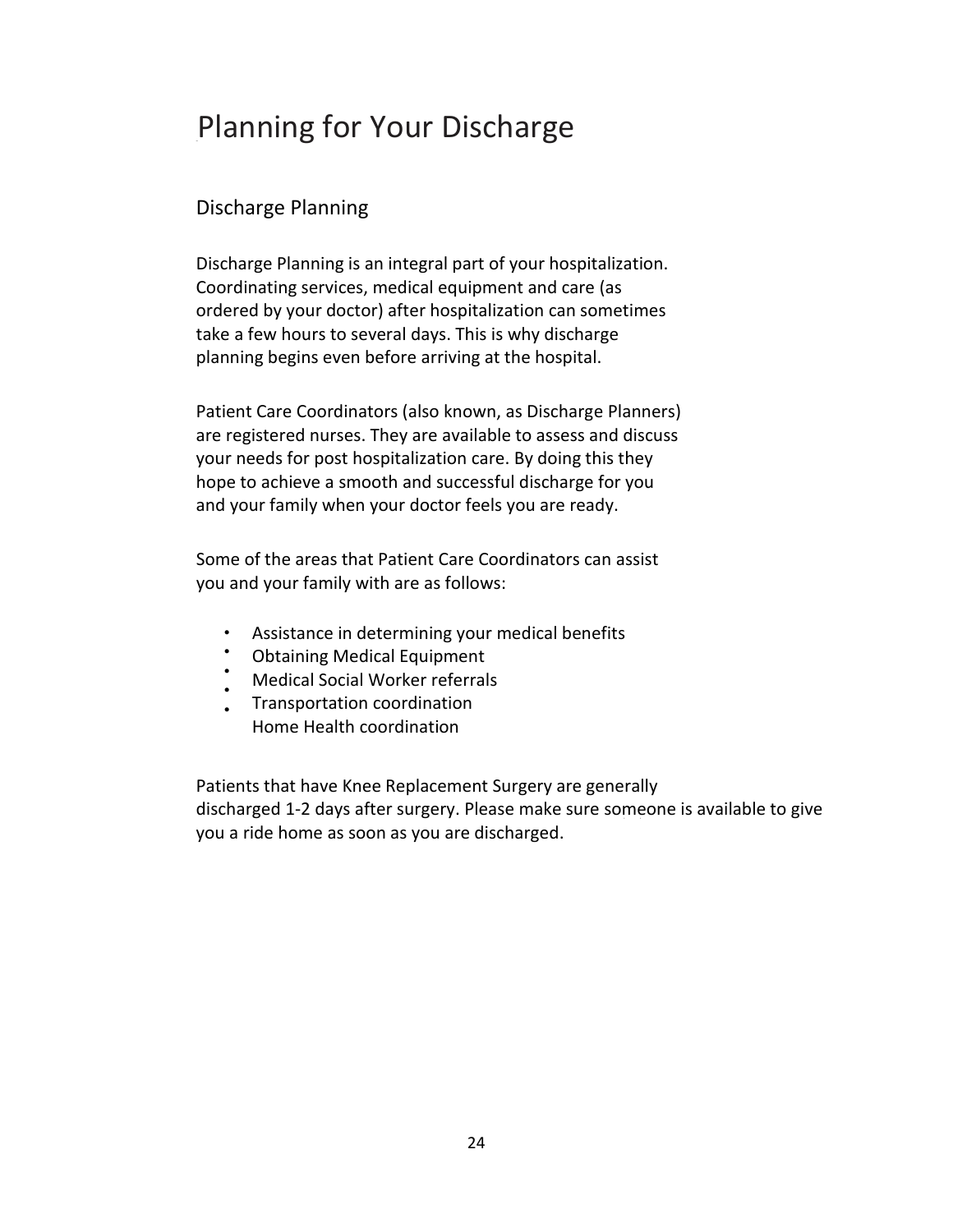# Planning for Your Discharge

## Discharge Planning

Discharge Planning is an integral part of your hospitalization. Coordinating services, medical equipment and care (as ordered by your doctor) after hospitalization can sometimes take a few hours to several days. This is why discharge planning begins even before arriving at the hospital.

Patient Care Coordinators (also known, as Discharge Planners) are registered nurses. They are available to assess and discuss your needs for post hospitalization care. By doing this they hope to achieve a smooth and successful discharge for you and your family when your doctor feels you are ready.

Some of the areas that Patient Care Coordinators can assist you and your family with are as follows:

- Assistance in determining your medical benefits
- Obtaining Medical Equipment
- Medical Social Worker referrals
- Transportation coordination
- Home Health coordination

Patients that have Knee Replacement Surgery are generally discharged 1-2 days after surgery. Please make sure someone is available to give you a ride home as soon as you are discharged.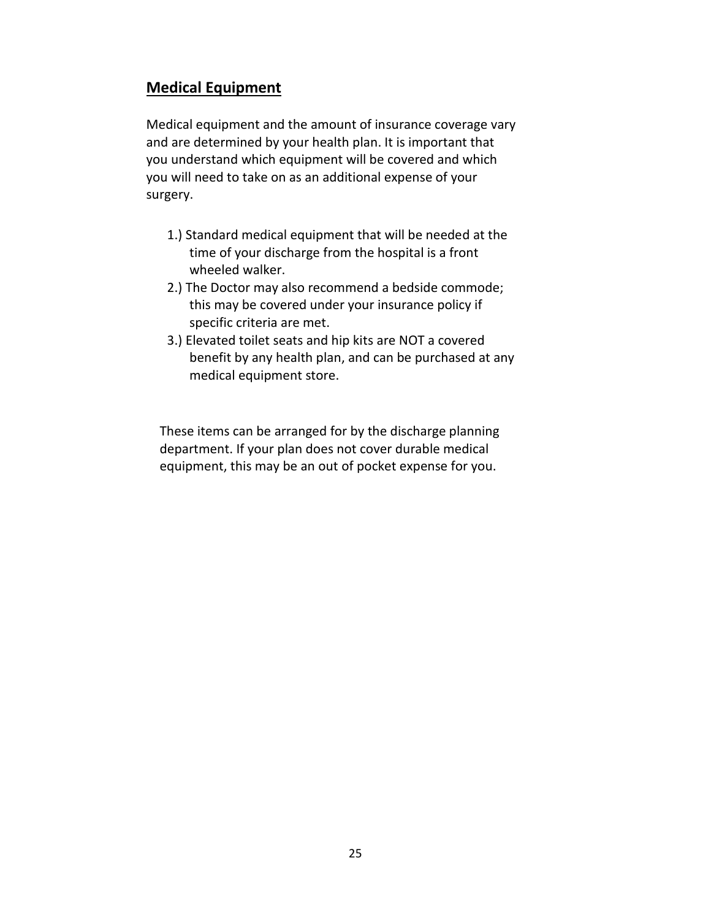## Medical Equipment

Medical equipment and the amount of insurance coverage vary and are determined by your health plan. It is important that you understand which equipment will be covered and which you will need to take on as an additional expense of your surgery.

1.) Standard medical equipment that will be needed at the time of your discharge from the hospital is a front wheeled walker.

2.) The Doctor may also recommend a bedside commode; this may be covered under your insurance policy if specific criteria are met.

3.) Elevated toilet seats and hip kits are NOT a covered benefit by any health plan, and can be purchased at any medical equipment store.

These items can be arranged for by the discharge planning department. If your plan does not cover durable medical equipment, this may be an out of pocket expense for you.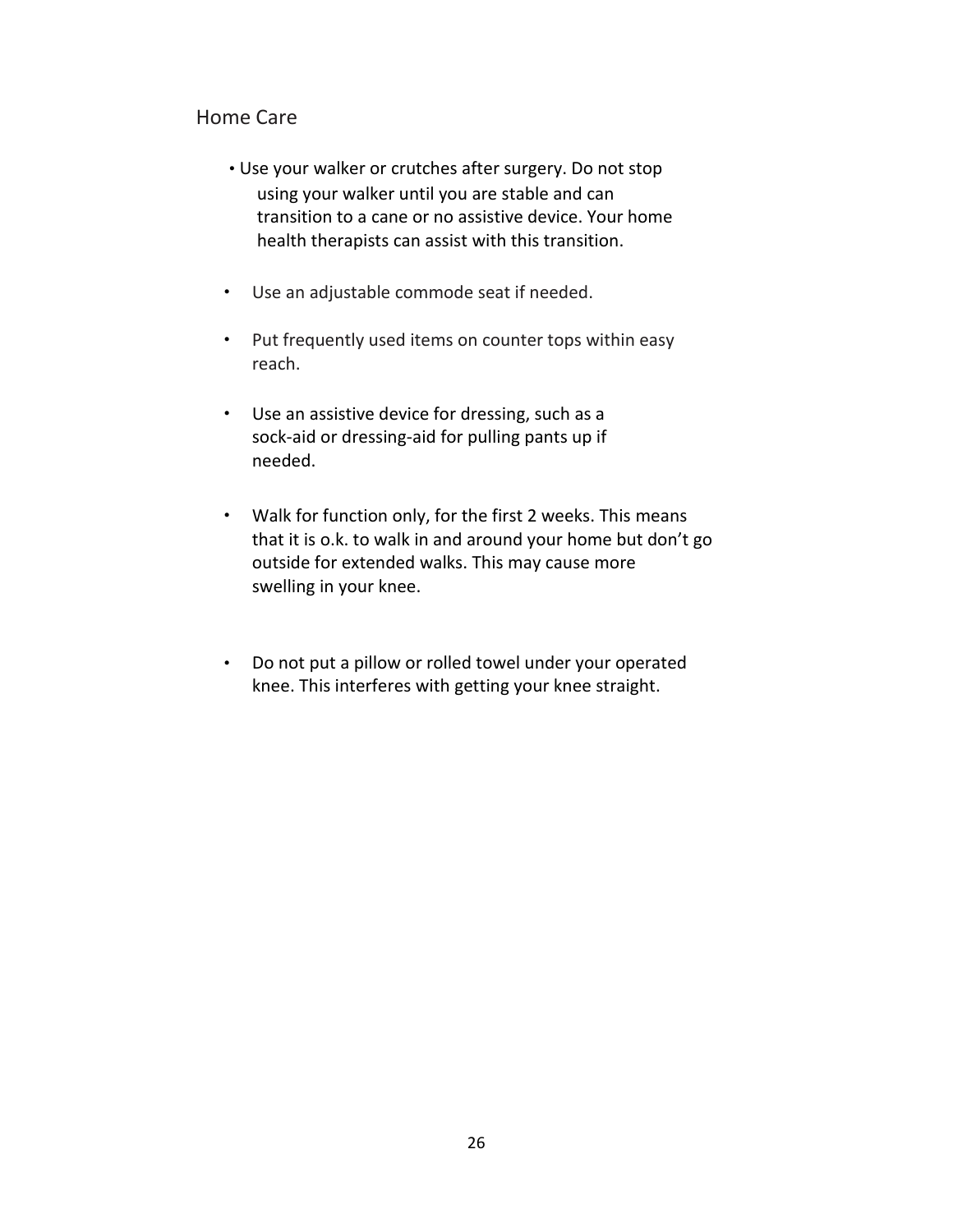## Home Care

- Use your walker or crutches after surgery. Do not stop using your walker until you are stable and can transition to a cane or no assistive device. Your home health therapists can assist with this transition.
- Use an adjustable commode seat if needed.
- Put frequently used items on counter tops within easy reach.
- Use an assistive device for dressing, such as a sock-aid or dressing-aid for pulling pants up if needed.
- Walk for function only, for the first 2 weeks. This means that it is o.k. to walk in and around your home but don't go outside for extended walks. This may cause more swelling in your knee.
- Do not put a pillow or rolled towel under your operated knee. This interferes with getting your knee straight.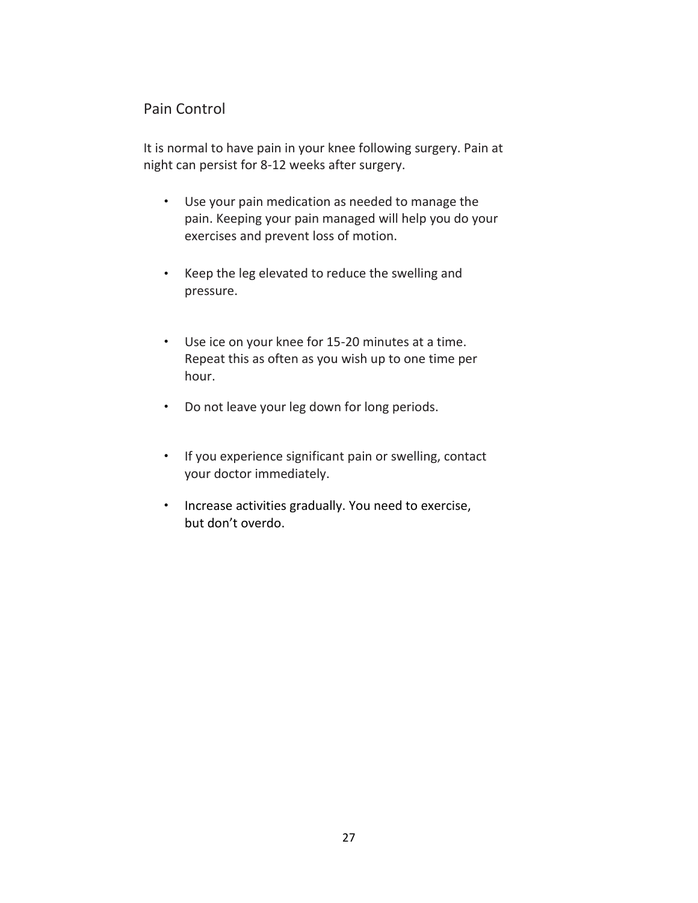## Pain Control

It is normal to have pain in your knee following surgery. Pain at night can persist for 8-12 weeks after surgery.

- Use your pain medication as needed to manage the pain. Keeping your pain managed will help you do your exercises and prevent loss of motion.
- Keep the leg elevated to reduce the swelling and pressure.
- Use ice on your knee for 15-20 minutes at a time. Repeat this as often as you wish up to one time per hour.
- Do not leave your leg down for long periods.
- If you experience significant pain or swelling, contact your doctor immediately.
- Increase activities gradually. You need to exercise, but don't overdo.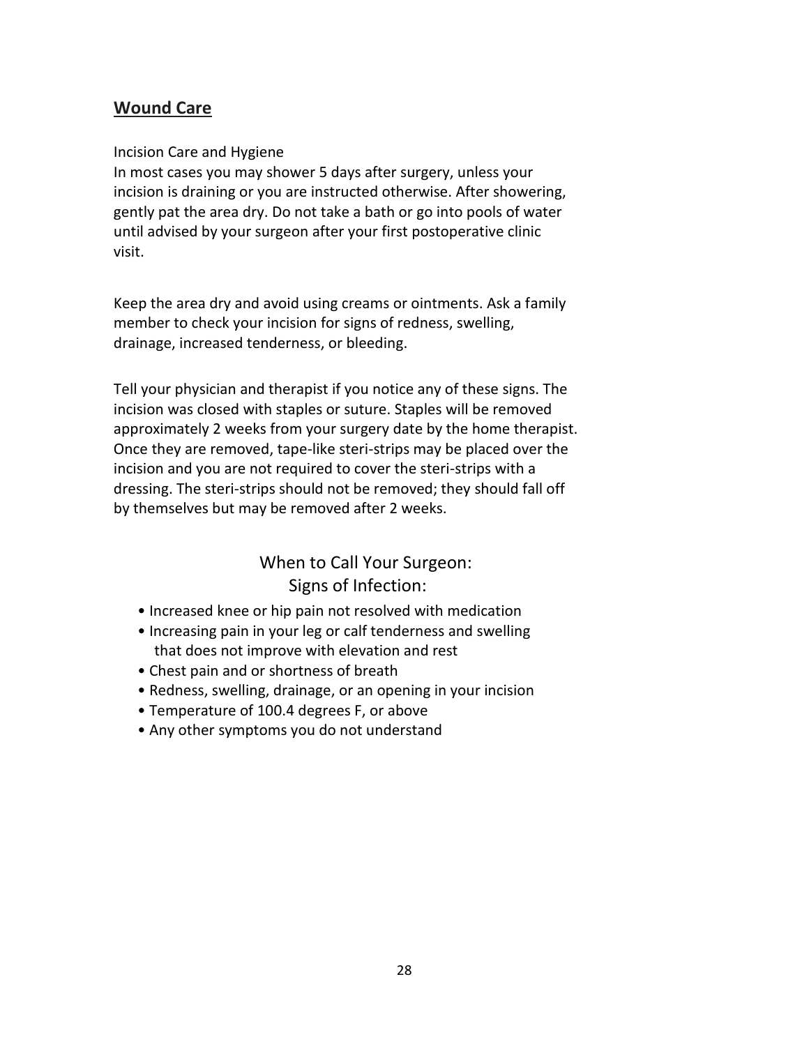## Wound Care

Incision Care and Hygiene
In most cases you may shower 5 days after surgery, unless your incision is draining or you are instructed otherwise. After showering, gently pat the area dry. Do not take a bath or go into pools of water until advised by your surgeon after your first postoperative clinic visit.

Keep the area dry and avoid using creams or ointments. Ask a family member to check your incision for signs of redness, swelling, drainage, increased tenderness, or bleeding.

Tell your physician and therapist if you notice any of these signs. The incision was closed with staples or suture. Staples will be removed approximately 2 weeks from your surgery date by the home therapist. Once they are removed, tape-like steri-strips may be placed over the incision and you are not required to cover the steri-strips with a dressing. The steri-strips should not be removed; they should fall off by themselves but may be removed after 2 weeks.

### When to Call Your Surgeon: Signs of Infection:

- Increased knee or hip pain not resolved with medication
- Increasing pain in your leg or calf tenderness and swelling that does not improve with elevation and rest
- Chest pain and or shortness of breath
- Redness, swelling, drainage, or an opening in your incision
- Temperature of 100.4 degrees F, or above
- Any other symptoms you do not understand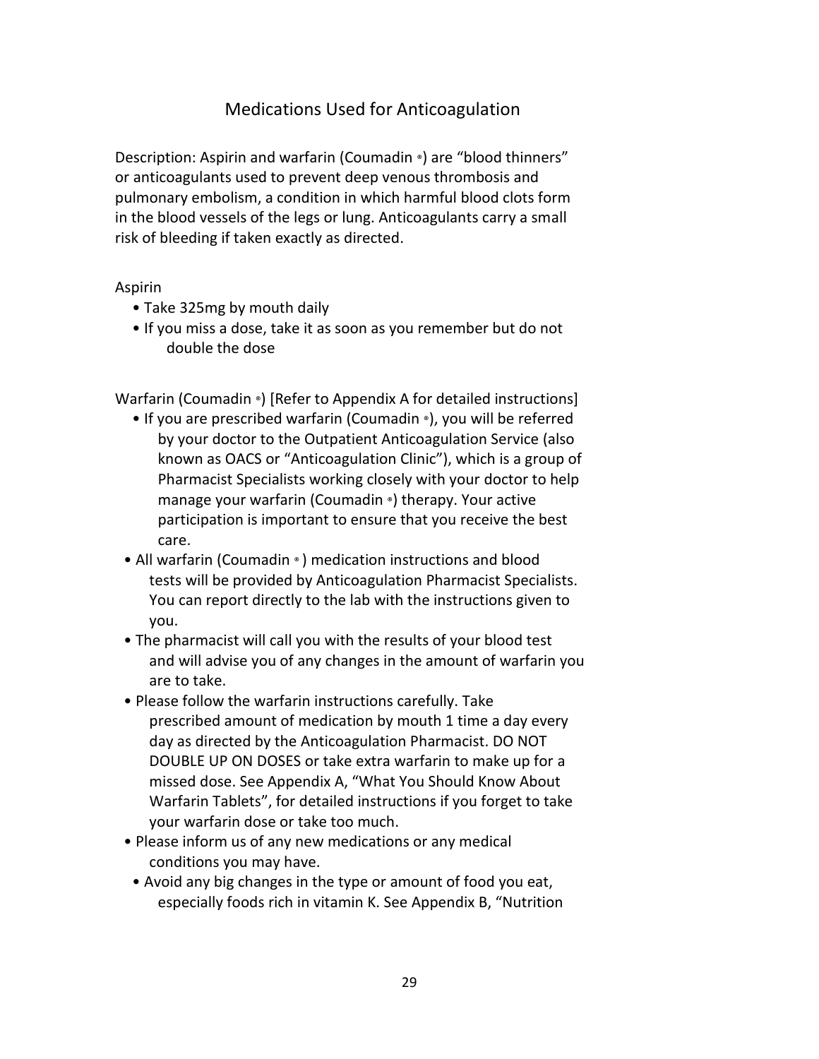# Medications Used for Anticoagulation

Description: Aspirin and warfarin (Coumadin ®) are “blood thinners” or anticoagulants used to prevent deep venous thrombosis and pulmonary embolism, a condition in which harmful blood clots form in the blood vessels of the legs or lung. Anticoagulants carry a small risk of bleeding if taken exactly as directed.

Aspirin

- Take 325mg by mouth daily
- If you miss a dose, take it as soon as you remember but do not double the dose

Warfarin (Coumadin ®) [Refer to Appendix A for detailed instructions]

- If you are prescribed warfarin (Coumadin ®), you will be referred by your doctor to the Outpatient Anticoagulation Service (also known as OACS or “Anticoagulation Clinic”), which is a group of Pharmacist Specialists working closely with your doctor to help manage your warfarin (Coumadin ®) therapy. Your active participation is important to ensure that you receive the best care.
- All warfarin (Coumadin ®) medication instructions and blood tests will be provided by Anticoagulation Pharmacist Specialists. You can report directly to the lab with the instructions given to you.
- The pharmacist will call you with the results of your blood test and will advise you of any changes in the amount of warfarin you are to take.
- Please follow the warfarin instructions carefully. Take prescribed amount of medication by mouth 1 time a day every day as directed by the Anticoagulation Pharmacist. DO NOT DOUBLE UP ON DOSES or take extra warfarin to make up for a missed dose. See Appendix A, “What You Should Know About Warfarin Tablets”, for detailed instructions if you forget to take your warfarin dose or take too much.
- Please inform us of any new medications or any medical conditions you may have.
- Avoid any big changes in the type or amount of food you eat, especially foods rich in vitamin K. See Appendix B, “Nutrition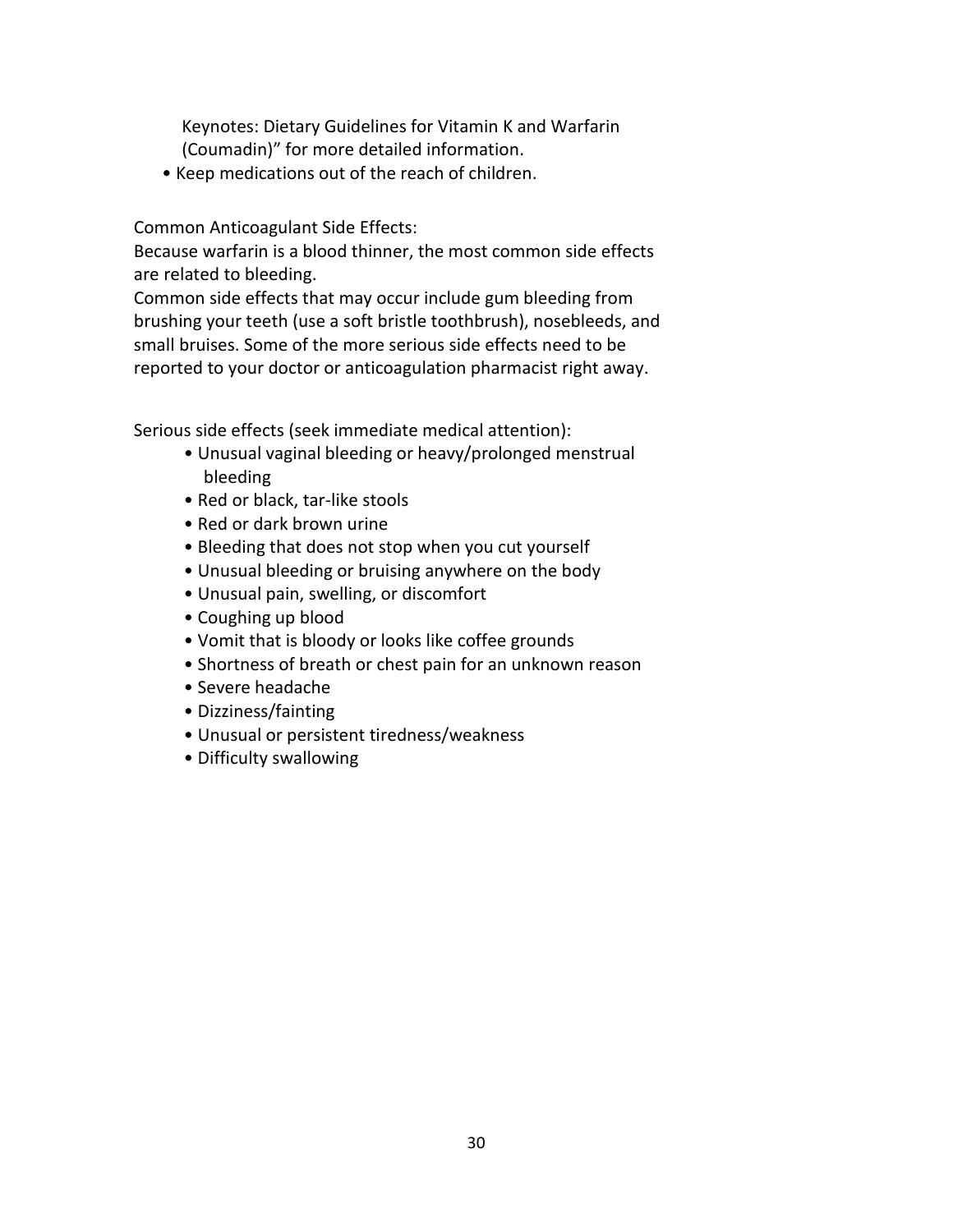Keynotes: Dietary Guidelines for Vitamin K and Warfarin (Coumadin)" for more detailed information.

- Keep medications out of the reach of children.

Common Anticoagulant Side Effects:
Because warfarin is a blood thinner, the most common side effects are related to bleeding.
Common side effects that may occur include gum bleeding from brushing your teeth (use a soft bristle toothbrush), nosebleeds, and small bruises. Some of the more serious side effects need to be reported to your doctor or anticoagulation pharmacist right away.

Serious side effects (seek immediate medical attention):

- Unusual vaginal bleeding or heavy/prolonged menstrual bleeding
- Red or black, tar-like stools
- Red or dark brown urine
- Bleeding that does not stop when you cut yourself
- Unusual bleeding or bruising anywhere on the body
- Unusual pain, swelling, or discomfort
- Coughing up blood
- Vomit that is bloody or looks like coffee grounds
- Shortness of breath or chest pain for an unknown reason
- Severe headache
- Dizziness/fainting
- Unusual or persistent tiredness/weakness
- Difficulty swallowing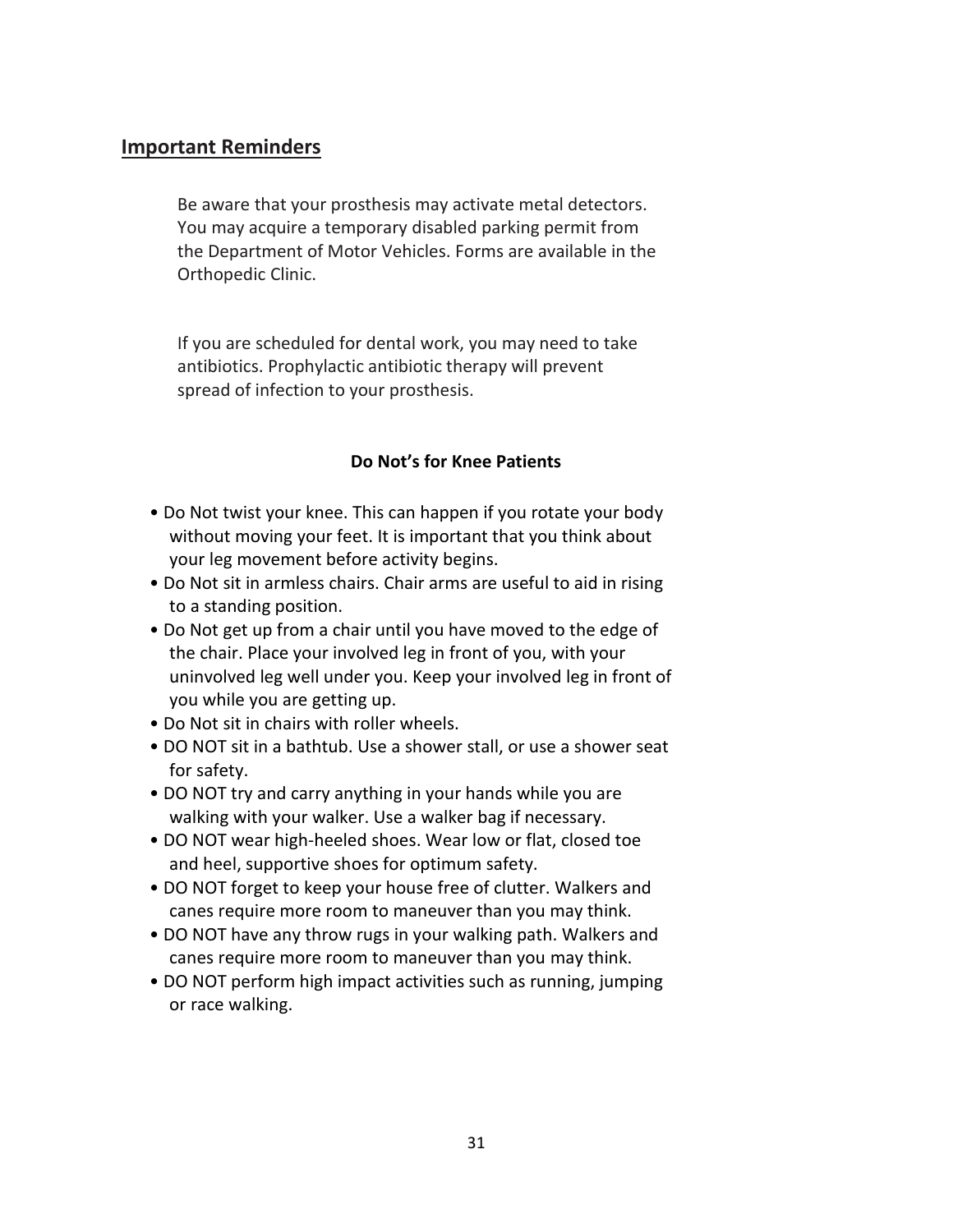## Important Reminders

Be aware that your prosthesis may activate metal detectors. You may acquire a temporary disabled parking permit from the Department of Motor Vehicles. Forms are available in the Orthopedic Clinic.

If you are scheduled for dental work, you may need to take antibiotics. Prophylactic antibiotic therapy will prevent spread of infection to your prosthesis.

**Do Not's for Knee Patients**

- Do Not twist your knee. This can happen if you rotate your body without moving your feet. It is important that you think about your leg movement before activity begins.
- Do Not sit in armless chairs. Chair arms are useful to aid in rising to a standing position.
- Do Not get up from a chair until you have moved to the edge of the chair. Place your involved leg in front of you, with your uninvolved leg well under you. Keep your involved leg in front of you while you are getting up.
- Do Not sit in chairs with roller wheels.
- DO NOT sit in a bathtub. Use a shower stall, or use a shower seat for safety.
- DO NOT try and carry anything in your hands while you are walking with your walker. Use a walker bag if necessary.
- DO NOT wear high-heeled shoes. Wear low or flat, closed toe and heel, supportive shoes for optimum safety.
- DO NOT forget to keep your house free of clutter. Walkers and canes require more room to maneuver than you may think.
- DO NOT have any throw rugs in your walking path. Walkers and canes require more room to maneuver than you may think.
- DO NOT perform high impact activities such as running, jumping or race walking.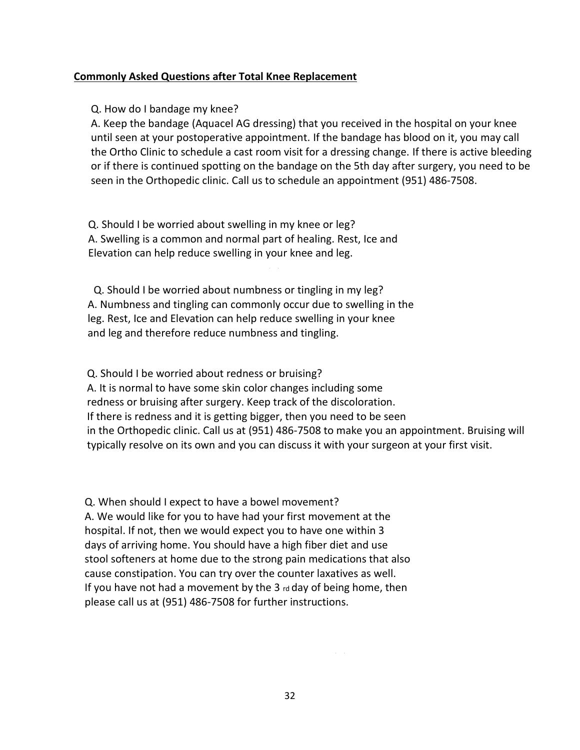## Commonly Asked Questions after Total Knee Replacement

Q. How do I bandage my knee?
A. Keep the bandage (Aquacel AG dressing) that you received in the hospital on your knee until seen at your postoperative appointment. If the bandage has blood on it, you may call the Ortho Clinic to schedule a cast room visit for a dressing change. If there is active bleeding or if there is continued spotting on the bandage on the 5th day after surgery, you need to be seen in the Orthopedic clinic. Call us to schedule an appointment (951) 486-7508.

Q. Should I be worried about swelling in my knee or leg?
A. Swelling is a common and normal part of healing. Rest, Ice and Elevation can help reduce swelling in your knee and leg.

Q. Should I be worried about numbness or tingling in my leg?
A. Numbness and tingling can commonly occur due to swelling in the leg. Rest, Ice and Elevation can help reduce swelling in your knee and leg and therefore reduce numbness and tingling.

Q. Should I be worried about redness or bruising?
A. It is normal to have some skin color changes including some redness or bruising after surgery. Keep track of the discoloration. If there is redness and it is getting bigger, then you need to be seen in the Orthopedic clinic. Call us at (951) 486-7508 to make you an appointment. Bruising will typically resolve on its own and you can discuss it with your surgeon at your first visit.

Q. When should I expect to have a bowel movement?
A. We would like for you to have had your first movement at the hospital. If not, then we would expect you to have one within 3 days of arriving home. You should have a high fiber diet and use stool softeners at home due to the strong pain medications that also cause constipation. You can try over the counter laxatives as well. If you have not had a movement by the 3rd day of being home, then please call us at (951) 486-7508 for further instructions.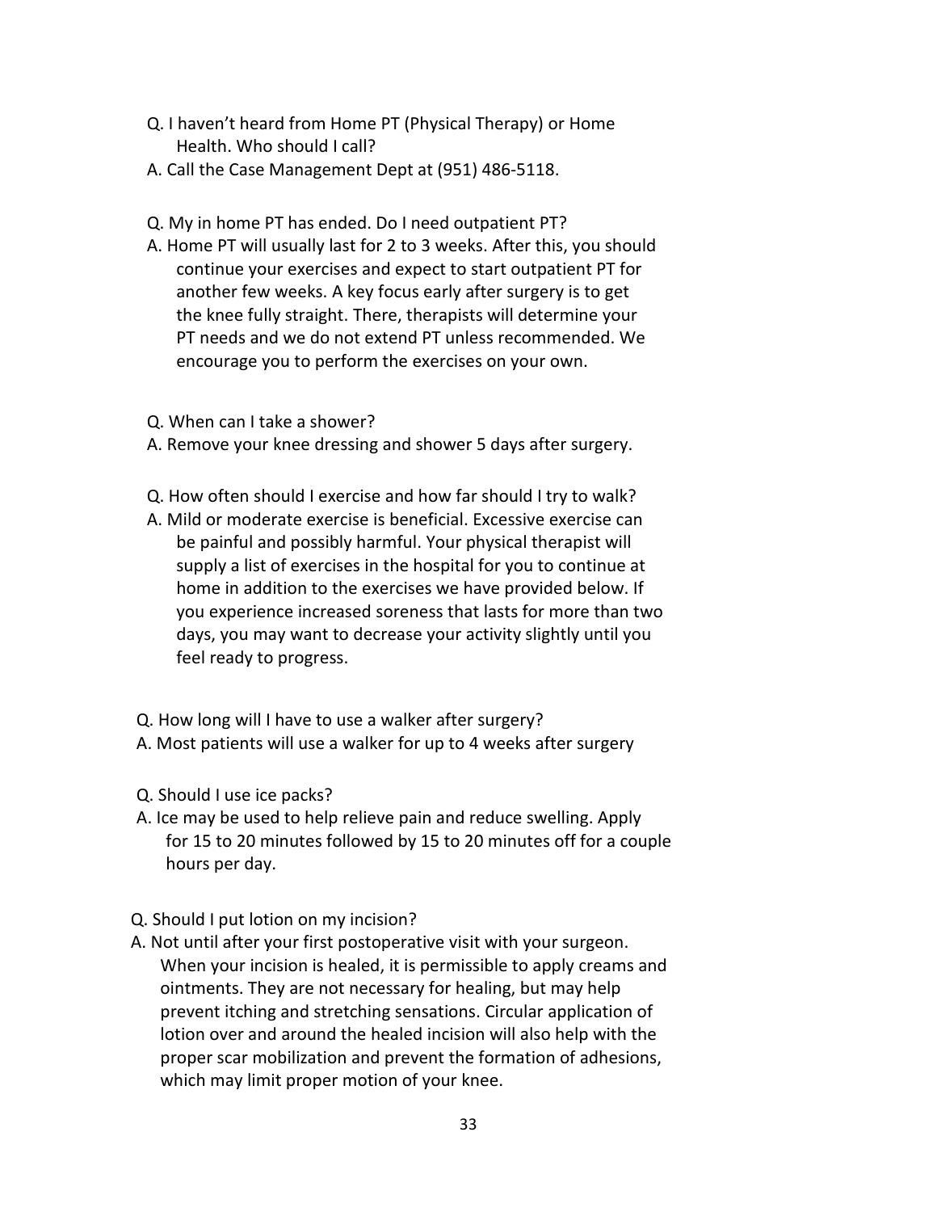Q. I haven't heard from Home PT (Physical Therapy) or Home Health. Who should I call?

A. Call the Case Management Dept at (951) 486-5118.

Q. My in home PT has ended. Do I need outpatient PT?

A. Home PT will usually last for 2 to 3 weeks. After this, you should continue your exercises and expect to start outpatient PT for another few weeks. A key focus early after surgery is to get the knee fully straight. There, therapists will determine your PT needs and we do not extend PT unless recommended. We encourage you to perform the exercises on your own.

Q. When can I take a shower?

A. Remove your knee dressing and shower 5 days after surgery.

Q. How often should I exercise and how far should I try to walk?

A. Mild or moderate exercise is beneficial. Excessive exercise can be painful and possibly harmful. Your physical therapist will supply a list of exercises in the hospital for you to continue at home in addition to the exercises we have provided below. If you experience increased soreness that lasts for more than two days, you may want to decrease your activity slightly until you feel ready to progress.

Q. How long will I have to use a walker after surgery?

A. Most patients will use a walker for up to 4 weeks after surgery

Q. Should I use ice packs?

A. Ice may be used to help relieve pain and reduce swelling. Apply for 15 to 20 minutes followed by 15 to 20 minutes off for a couple hours per day.

Q. Should I put lotion on my incision?

A. Not until after your first postoperative visit with your surgeon. When your incision is healed, it is permissible to apply creams and ointments. They are not necessary for healing, but may help prevent itching and stretching sensations. Circular application of lotion over and around the healed incision will also help with the proper scar mobilization and prevent the formation of adhesions, which may limit proper motion of your knee.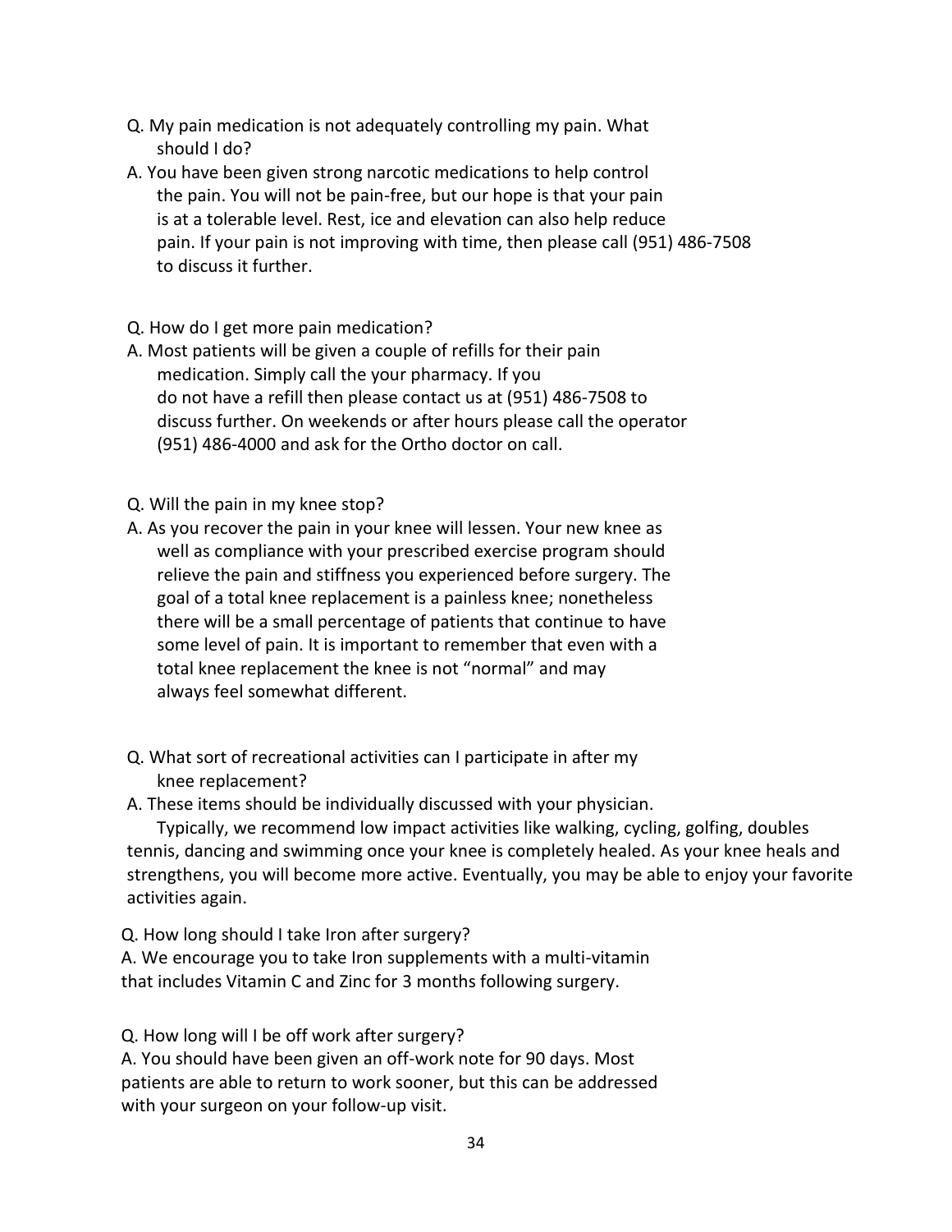Q. My pain medication is not adequately controlling my pain. What should I do?

A. You have been given strong narcotic medications to help control the pain. You will not be pain-free, but our hope is that your pain is at a tolerable level. Rest, ice and elevation can also help reduce pain. If your pain is not improving with time, then please call (951) 486-7508 to discuss it further.

Q. How do I get more pain medication?

A. Most patients will be given a couple of refills for their pain medication. Simply call the your pharmacy. If you do not have a refill then please contact us at (951) 486-7508 to discuss further. On weekends or after hours please call the operator (951) 486-4000 and ask for the Ortho doctor on call.

Q. Will the pain in my knee stop?

A. As you recover the pain in your knee will lessen. Your new knee as well as compliance with your prescribed exercise program should relieve the pain and stiffness you experienced before surgery. The goal of a total knee replacement is a painless knee; nonetheless there will be a small percentage of patients that continue to have some level of pain. It is important to remember that even with a total knee replacement the knee is not "normal" and may always feel somewhat different.

Q. What sort of recreational activities can I participate in after my knee replacement?

A. These items should be individually discussed with your physician. Typically, we recommend low impact activities like walking, cycling, golfing, doubles tennis, dancing and swimming once your knee is completely healed. As your knee heals and strengthens, you will become more active. Eventually, you may be able to enjoy your favorite activities again.

Q. How long should I take Iron after surgery?

A. We encourage you to take Iron supplements with a multi-vitamin that includes Vitamin C and Zinc for 3 months following surgery.

Q. How long will I be off work after surgery?

A. You should have been given an off-work note for 90 days. Most patients are able to return to work sooner, but this can be addressed with your surgeon on your follow-up visit.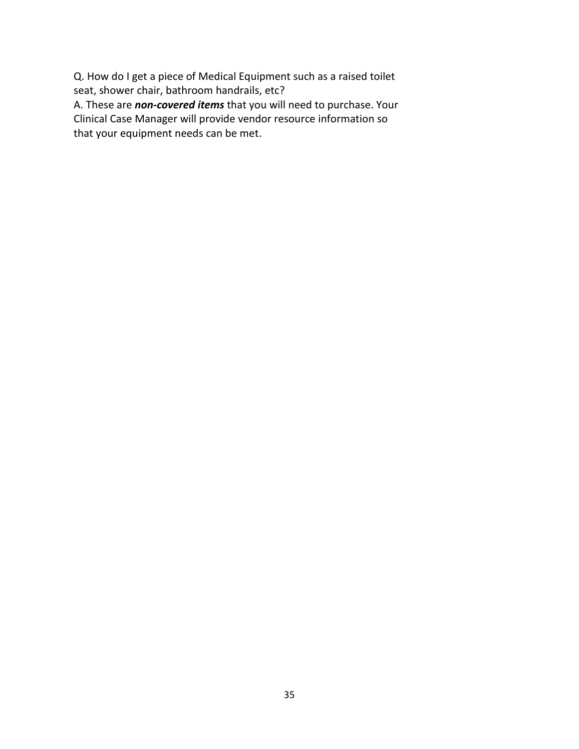Q. How do I get a piece of Medical Equipment such as a raised toilet seat, shower chair, bathroom handrails, etc?

A. These are ***non-covered items*** that you will need to purchase. Your Clinical Case Manager will provide vendor resource information so that your equipment needs can be met.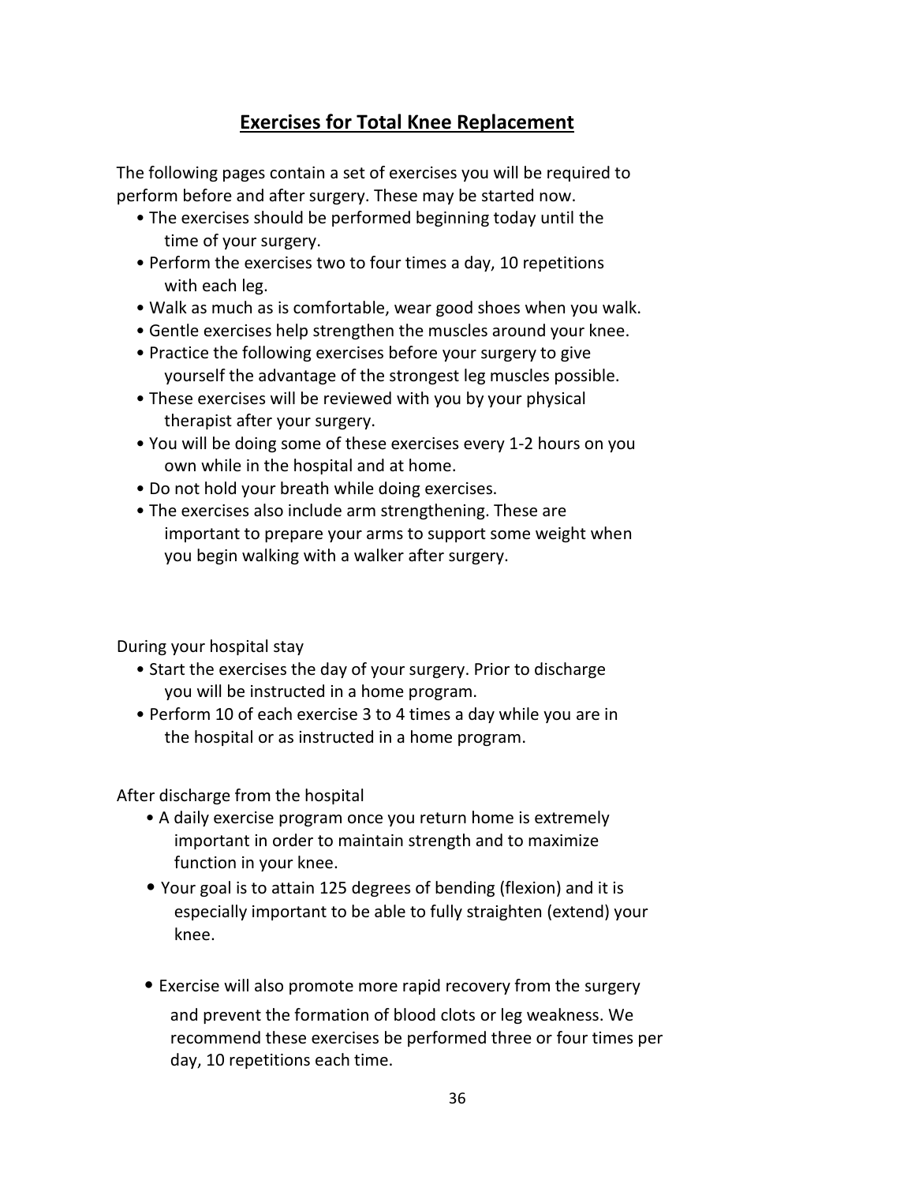## Exercises for Total Knee Replacement

The following pages contain a set of exercises you will be required to perform before and after surgery. These may be started now.

- The exercises should be performed beginning today until the time of your surgery.
- Perform the exercises two to four times a day, 10 repetitions with each leg.
- Walk as much as is comfortable, wear good shoes when you walk.
- Gentle exercises help strengthen the muscles around your knee.
- Practice the following exercises before your surgery to give yourself the advantage of the strongest leg muscles possible.
- These exercises will be reviewed with you by your physical therapist after your surgery.
- You will be doing some of these exercises every 1-2 hours on you own while in the hospital and at home.
- Do not hold your breath while doing exercises.
- The exercises also include arm strengthening. These are important to prepare your arms to support some weight when you begin walking with a walker after surgery.

During your hospital stay

- Start the exercises the day of your surgery. Prior to discharge you will be instructed in a home program.
- Perform 10 of each exercise 3 to 4 times a day while you are in the hospital or as instructed in a home program.

After discharge from the hospital

- A daily exercise program once you return home is extremely important in order to maintain strength and to maximize function in your knee.
- Your goal is to attain 125 degrees of bending (flexion) and it is especially important to be able to fully straighten (extend) your knee.
- Exercise will also promote more rapid recovery from the surgery and prevent the formation of blood clots or leg weakness. We recommend these exercises be performed three or four times per day, 10 repetitions each time.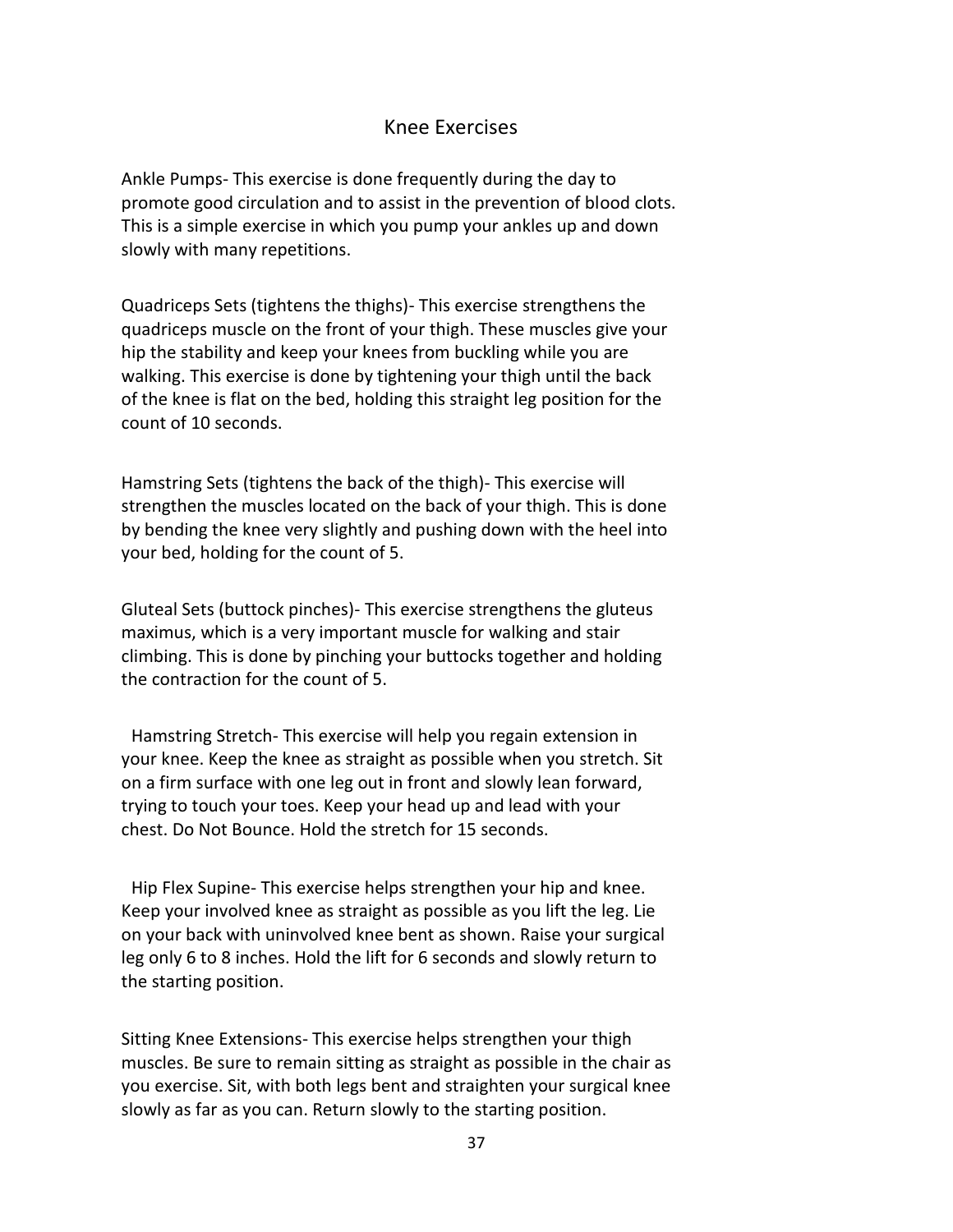# Knee Exercises

Ankle Pumps- This exercise is done frequently during the day to promote good circulation and to assist in the prevention of blood clots. This is a simple exercise in which you pump your ankles up and down slowly with many repetitions.

Quadriceps Sets (tightens the thighs)- This exercise strengthens the quadriceps muscle on the front of your thigh. These muscles give your hip the stability and keep your knees from buckling while you are walking. This exercise is done by tightening your thigh until the back of the knee is flat on the bed, holding this straight leg position for the count of 10 seconds.

Hamstring Sets (tightens the back of the thigh)- This exercise will strengthen the muscles located on the back of your thigh. This is done by bending the knee very slightly and pushing down with the heel into your bed, holding for the count of 5.

Gluteal Sets (buttock pinches)- This exercise strengthens the gluteus maximus, which is a very important muscle for walking and stair climbing. This is done by pinching your buttocks together and holding the contraction for the count of 5.

Hamstring Stretch- This exercise will help you regain extension in your knee. Keep the knee as straight as possible when you stretch. Sit on a firm surface with one leg out in front and slowly lean forward, trying to touch your toes. Keep your head up and lead with your chest. Do Not Bounce. Hold the stretch for 15 seconds.

Hip Flex Supine- This exercise helps strengthen your hip and knee. Keep your involved knee as straight as possible as you lift the leg. Lie on your back with uninvolved knee bent as shown. Raise your surgical leg only 6 to 8 inches. Hold the lift for 6 seconds and slowly return to the starting position.

Sitting Knee Extensions- This exercise helps strengthen your thigh muscles. Be sure to remain sitting as straight as possible in the chair as you exercise. Sit, with both legs bent and straighten your surgical knee slowly as far as you can. Return slowly to the starting position.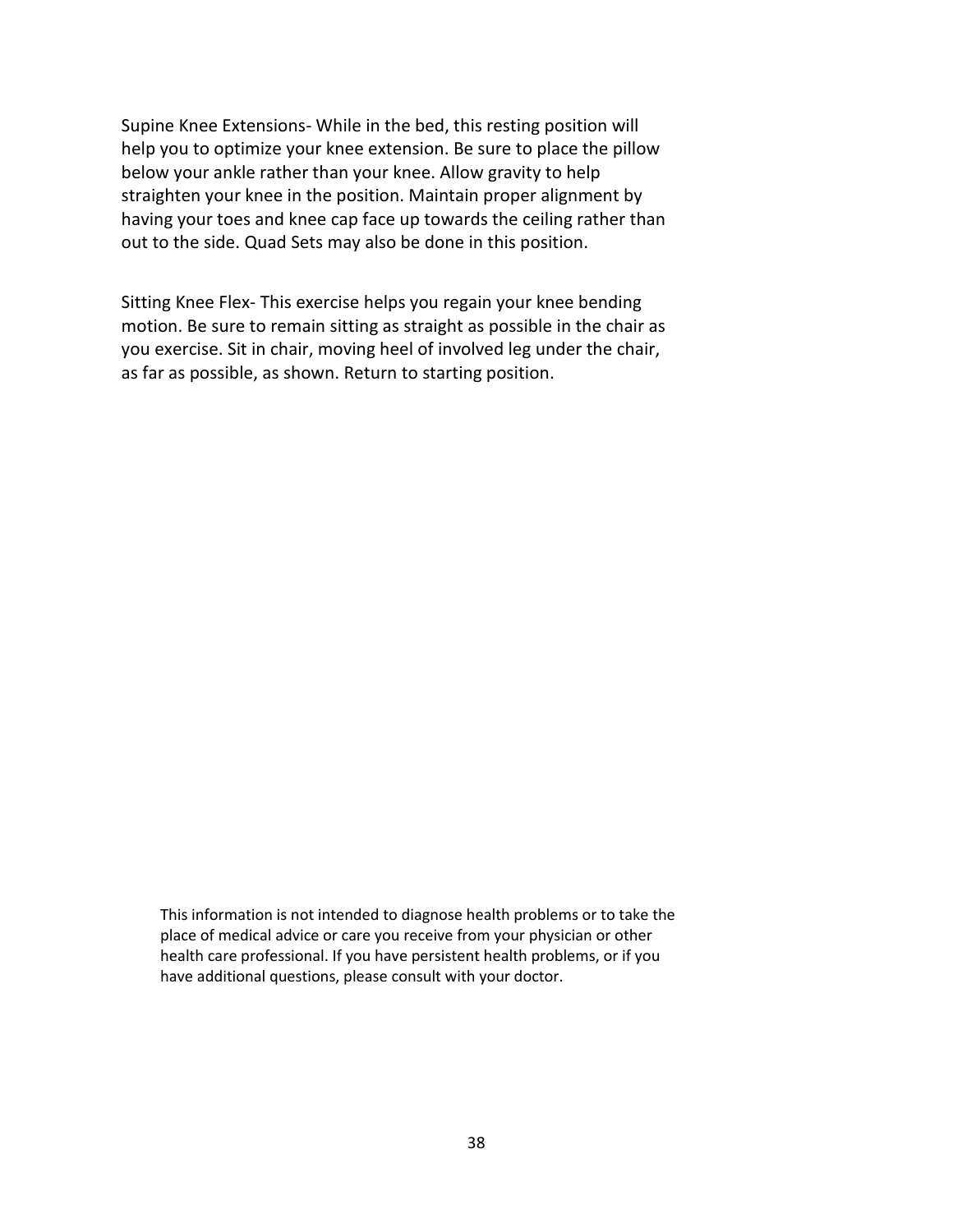Supine Knee Extensions- While in the bed, this resting position will help you to optimize your knee extension. Be sure to place the pillow below your ankle rather than your knee. Allow gravity to help straighten your knee in the position. Maintain proper alignment by having your toes and knee cap face up towards the ceiling rather than out to the side. Quad Sets may also be done in this position.

Sitting Knee Flex- This exercise helps you regain your knee bending motion. Be sure to remain sitting as straight as possible in the chair as you exercise. Sit in chair, moving heel of involved leg under the chair, as far as possible, as shown. Return to starting position.

This information is not intended to diagnose health problems or to take the place of medical advice or care you receive from your physician or other health care professional. If you have persistent health problems, or if you have additional questions, please consult with your doctor.